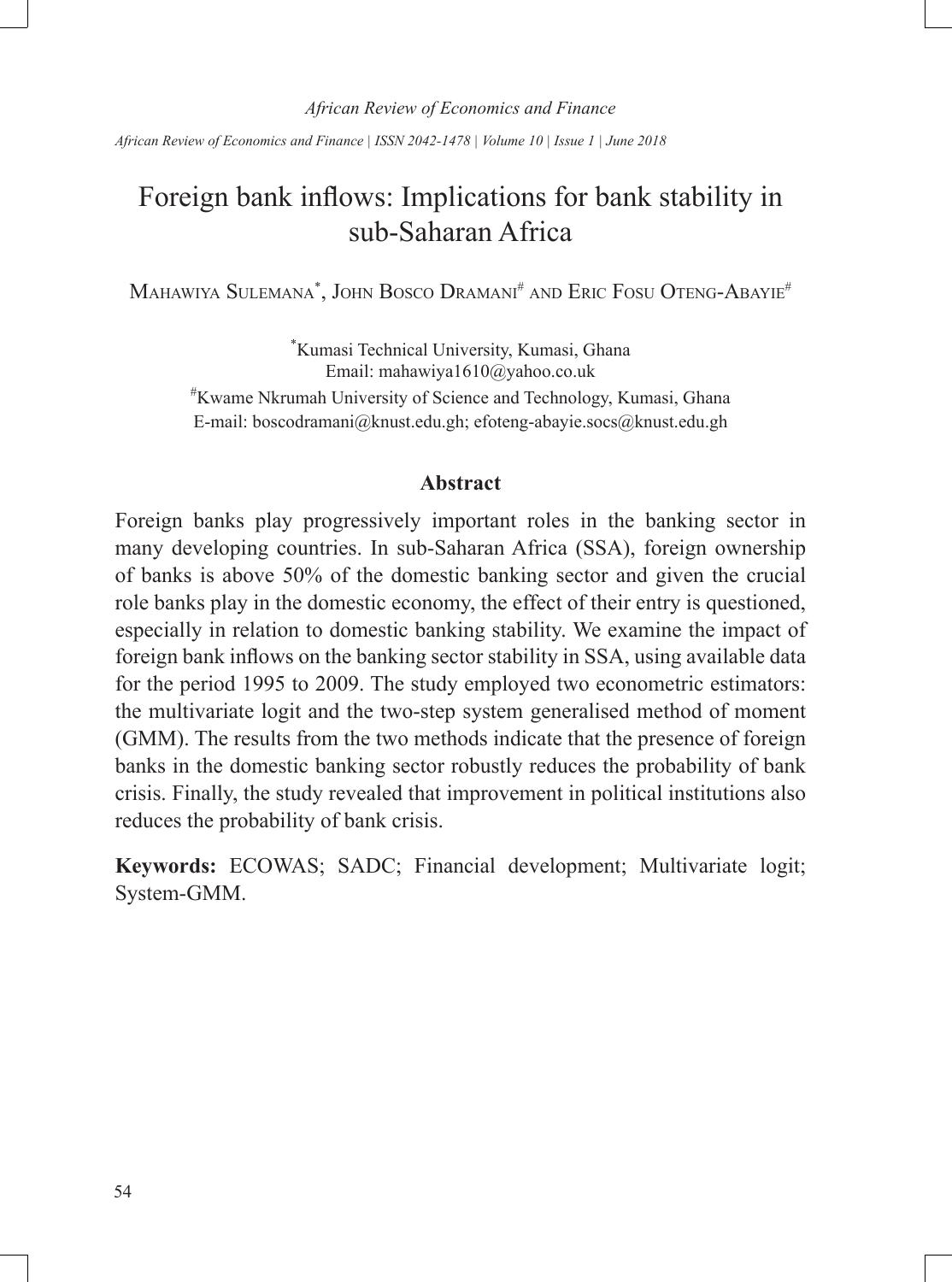# Foreign bank inflows: Implications for bank stability in sub-Saharan Africa

Mahawiya Sulemana[*], John Bosco Dramani[#] and Eric Fosu Oteng-Abayie[#]

[*]Kumasi Technical University, Kumasi, Ghana
Email: mahawiya1610@yahoo.co.uk
[#]Kwame Nkrumah University of Science and Technology, Kumasi, Ghana
E-mail: boscodramani@knust.edu.gh; efoteng-abayie.socs@knust.edu.gh

## Abstract

Foreign banks play progressively important roles in the banking sector in many developing countries. In sub-Saharan Africa (SSA), foreign ownership of banks is above 50% of the domestic banking sector and given the crucial role banks play in the domestic economy, the effect of their entry is questioned, especially in relation to domestic banking stability. We examine the impact of foreign bank inflows on the banking sector stability in SSA, using available data for the period 1995 to 2009. The study employed two econometric estimators: the multivariate logit and the two-step system generalised method of moment (GMM). The results from the two methods indicate that the presence of foreign banks in the domestic banking sector robustly reduces the probability of bank crisis. Finally, the study revealed that improvement in political institutions also reduces the probability of bank crisis.

**Keywords:** ECOWAS; SADC; Financial development; Multivariate logit; System-GMM.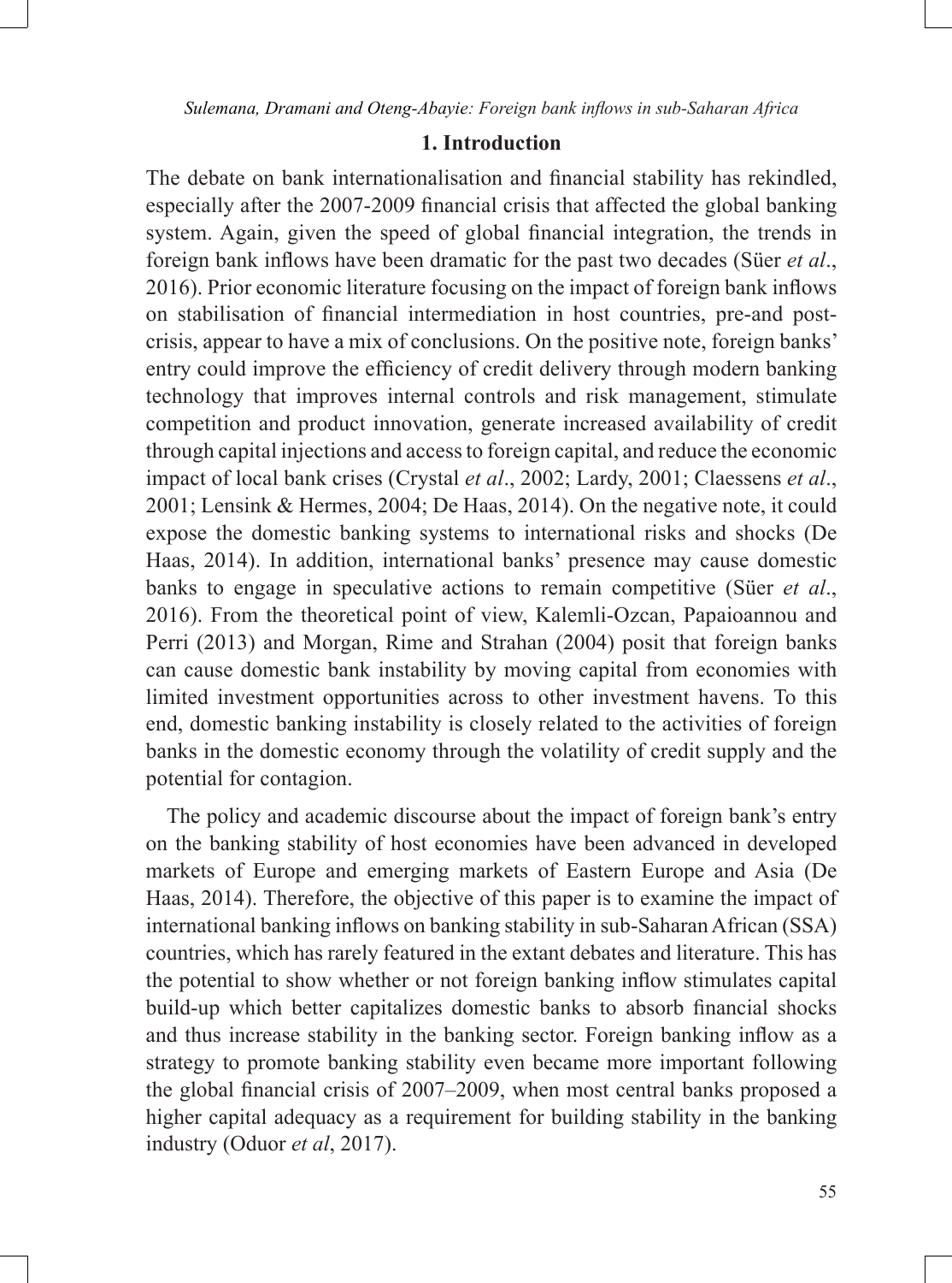## 1. Introduction

The debate on bank internationalisation and financial stability has rekindled, especially after the 2007-2009 financial crisis that affected the global banking system. Again, given the speed of global financial integration, the trends in foreign bank inflows have been dramatic for the past two decades (Süer *et al*., 2016). Prior economic literature focusing on the impact of foreign bank inflows on stabilisation of financial intermediation in host countries, pre-and post-crisis, appear to have a mix of conclusions. On the positive note, foreign banks' entry could improve the efficiency of credit delivery through modern banking technology that improves internal controls and risk management, stimulate competition and product innovation, generate increased availability of credit through capital injections and access to foreign capital, and reduce the economic impact of local bank crises (Crystal *et al*., 2002; Lardy, 2001; Claessens *et al*., 2001; Lensink & Hermes, 2004; De Haas, 2014). On the negative note, it could expose the domestic banking systems to international risks and shocks (De Haas, 2014). In addition, international banks' presence may cause domestic banks to engage in speculative actions to remain competitive (Süer *et al*., 2016). From the theoretical point of view, Kalemli-Ozcan, Papaioannou and Perri (2013) and Morgan, Rime and Strahan (2004) posit that foreign banks can cause domestic bank instability by moving capital from economies with limited investment opportunities across to other investment havens. To this end, domestic banking instability is closely related to the activities of foreign banks in the domestic economy through the volatility of credit supply and the potential for contagion.

The policy and academic discourse about the impact of foreign bank's entry on the banking stability of host economies have been advanced in developed markets of Europe and emerging markets of Eastern Europe and Asia (De Haas, 2014). Therefore, the objective of this paper is to examine the impact of international banking inflows on banking stability in sub-Saharan African (SSA) countries, which has rarely featured in the extant debates and literature. This has the potential to show whether or not foreign banking inflow stimulates capital build-up which better capitalizes domestic banks to absorb financial shocks and thus increase stability in the banking sector. Foreign banking inflow as a strategy to promote banking stability even became more important following the global financial crisis of 2007–2009, when most central banks proposed a higher capital adequacy as a requirement for building stability in the banking industry (Oduor *et al*, 2017).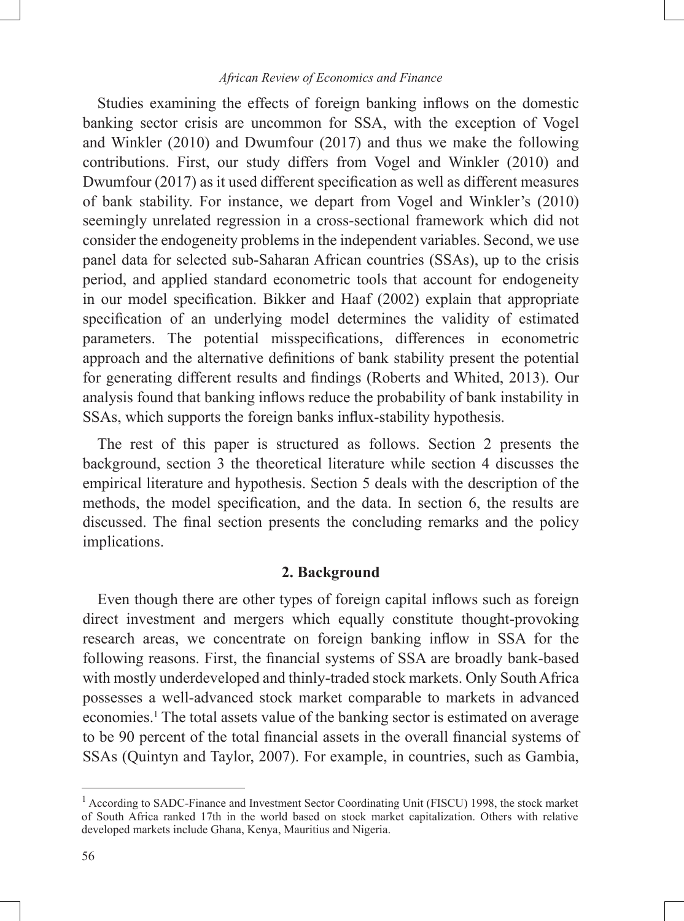Studies examining the effects of foreign banking inflows on the domestic banking sector crisis are uncommon for SSA, with the exception of Vogel and Winkler (2010) and Dwumfour (2017) and thus we make the following contributions. First, our study differs from Vogel and Winkler (2010) and Dwumfour (2017) as it used different specification as well as different measures of bank stability. For instance, we depart from Vogel and Winkler's (2010) seemingly unrelated regression in a cross-sectional framework which did not consider the endogeneity problems in the independent variables. Second, we use panel data for selected sub-Saharan African countries (SSAs), up to the crisis period, and applied standard econometric tools that account for endogeneity in our model specification. Bikker and Haaf (2002) explain that appropriate specification of an underlying model determines the validity of estimated parameters. The potential misspecifications, differences in econometric approach and the alternative definitions of bank stability present the potential for generating different results and findings (Roberts and Whited, 2013). Our analysis found that banking inflows reduce the probability of bank instability in SSAs, which supports the foreign banks influx-stability hypothesis.

The rest of this paper is structured as follows. Section 2 presents the background, section 3 the theoretical literature while section 4 discusses the empirical literature and hypothesis. Section 5 deals with the description of the methods, the model specification, and the data. In section 6, the results are discussed. The final section presents the concluding remarks and the policy implications.

## 2. Background

Even though there are other types of foreign capital inflows such as foreign direct investment and mergers which equally constitute thought-provoking research areas, we concentrate on foreign banking inflow in SSA for the following reasons. First, the financial systems of SSA are broadly bank-based with mostly underdeveloped and thinly-traded stock markets. Only South Africa possesses a well-advanced stock market comparable to markets in advanced economies.[1] The total assets value of the banking sector is estimated on average to be 90 percent of the total financial assets in the overall financial systems of SSAs (Quintyn and Taylor, 2007). For example, in countries, such as Gambia,

---

[1] According to SADC-Finance and Investment Sector Coordinating Unit (FISCU) 1998, the stock market of South Africa ranked 17th in the world based on stock market capitalization. Others with relative developed markets include Ghana, Kenya, Mauritius and Nigeria.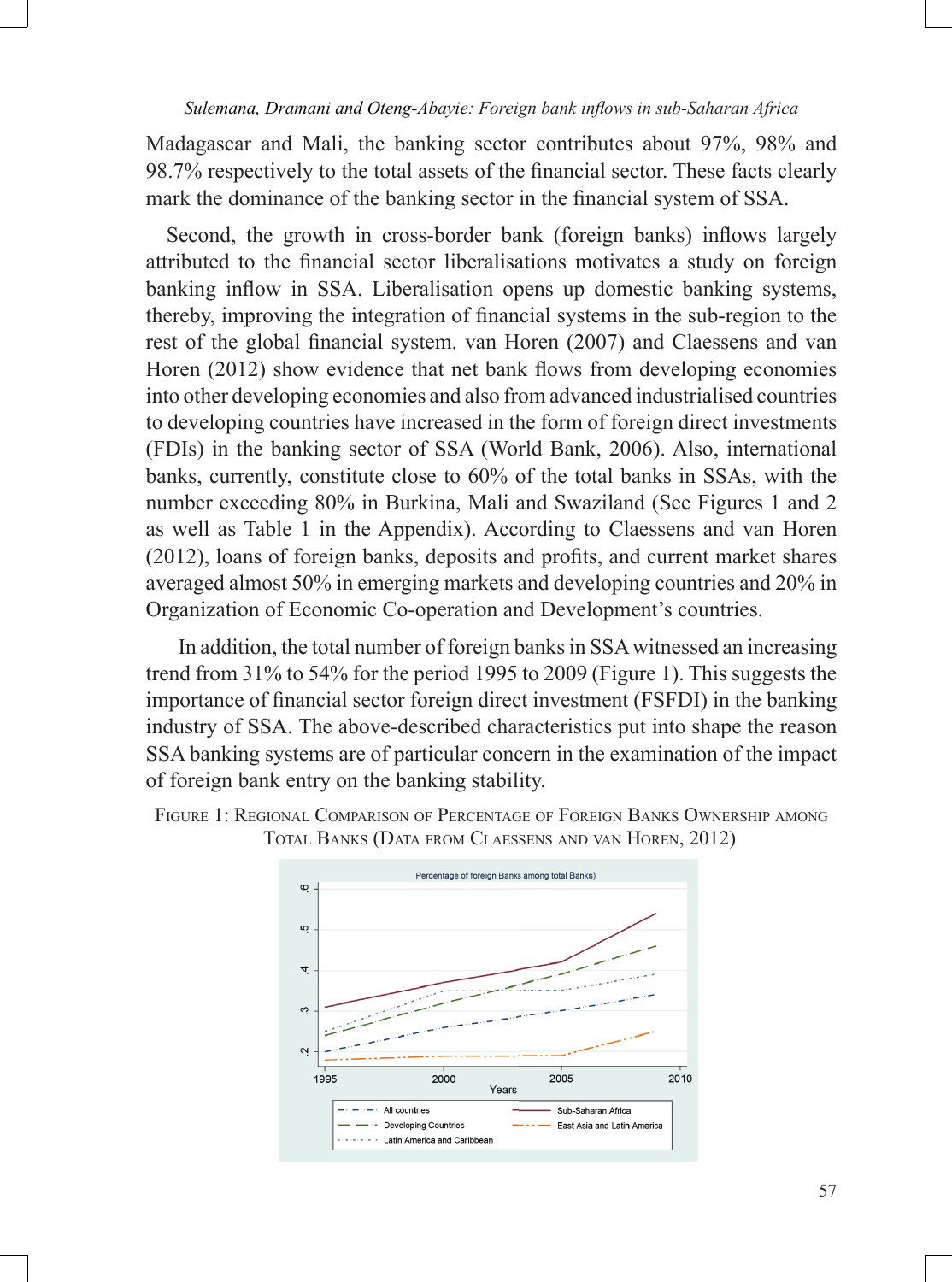Madagascar and Mali, the banking sector contributes about 97%, 98% and 98.7% respectively to the total assets of the financial sector. These facts clearly mark the dominance of the banking sector in the financial system of SSA.

Second, the growth in cross-border bank (foreign banks) inflows largely attributed to the financial sector liberalisations motivates a study on foreign banking inflow in SSA. Liberalisation opens up domestic banking systems, thereby, improving the integration of financial systems in the sub-region to the rest of the global financial system. van Horen (2007) and Claessens and van Horen (2012) show evidence that net bank flows from developing economies into other developing economies and also from advanced industrialised countries to developing countries have increased in the form of foreign direct investments (FDIs) in the banking sector of SSA (World Bank, 2006). Also, international banks, currently, constitute close to 60% of the total banks in SSAs, with the number exceeding 80% in Burkina, Mali and Swaziland (See Figures 1 and 2 as well as Table 1 in the Appendix). According to Claessens and van Horen (2012), loans of foreign banks, deposits and profits, and current market shares averaged almost 50% in emerging markets and developing countries and 20% in Organization of Economic Co-operation and Development's countries.

In addition, the total number of foreign banks in SSA witnessed an increasing trend from 31% to 54% for the period 1995 to 2009 (Figure 1). This suggests the importance of financial sector foreign direct investment (FSFDI) in the banking industry of SSA. The above-described characteristics put into shape the reason SSA banking systems are of particular concern in the examination of the impact of foreign bank entry on the banking stability.

Figure 1: Regional Comparison of Percentage of Foreign Banks Ownership among Total Banks (Data from Claessens and van Horen, 2012)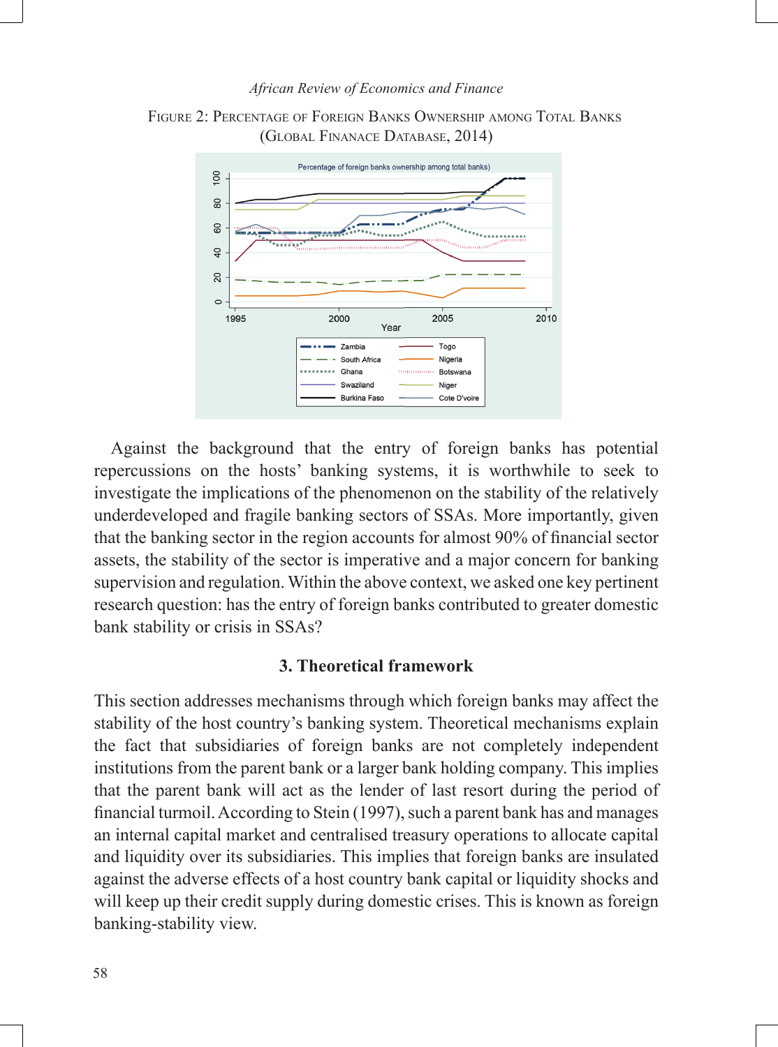Figure 2: Percentage of Foreign Banks Ownership among Total Banks (Global Finanace Database, 2014)

Against the background that the entry of foreign banks has potential repercussions on the hosts' banking systems, it is worthwhile to seek to investigate the implications of the phenomenon on the stability of the relatively underdeveloped and fragile banking sectors of SSAs. More importantly, given that the banking sector in the region accounts for almost 90% of financial sector assets, the stability of the sector is imperative and a major concern for banking supervision and regulation. Within the above context, we asked one key pertinent research question: has the entry of foreign banks contributed to greater domestic bank stability or crisis in SSAs?

## 3. Theoretical framework

This section addresses mechanisms through which foreign banks may affect the stability of the host country's banking system. Theoretical mechanisms explain the fact that subsidiaries of foreign banks are not completely independent institutions from the parent bank or a larger bank holding company. This implies that the parent bank will act as the lender of last resort during the period of financial turmoil. According to Stein (1997), such a parent bank has and manages an internal capital market and centralised treasury operations to allocate capital and liquidity over its subsidiaries. This implies that foreign banks are insulated against the adverse effects of a host country bank capital or liquidity shocks and will keep up their credit supply during domestic crises. This is known as foreign banking-stability view.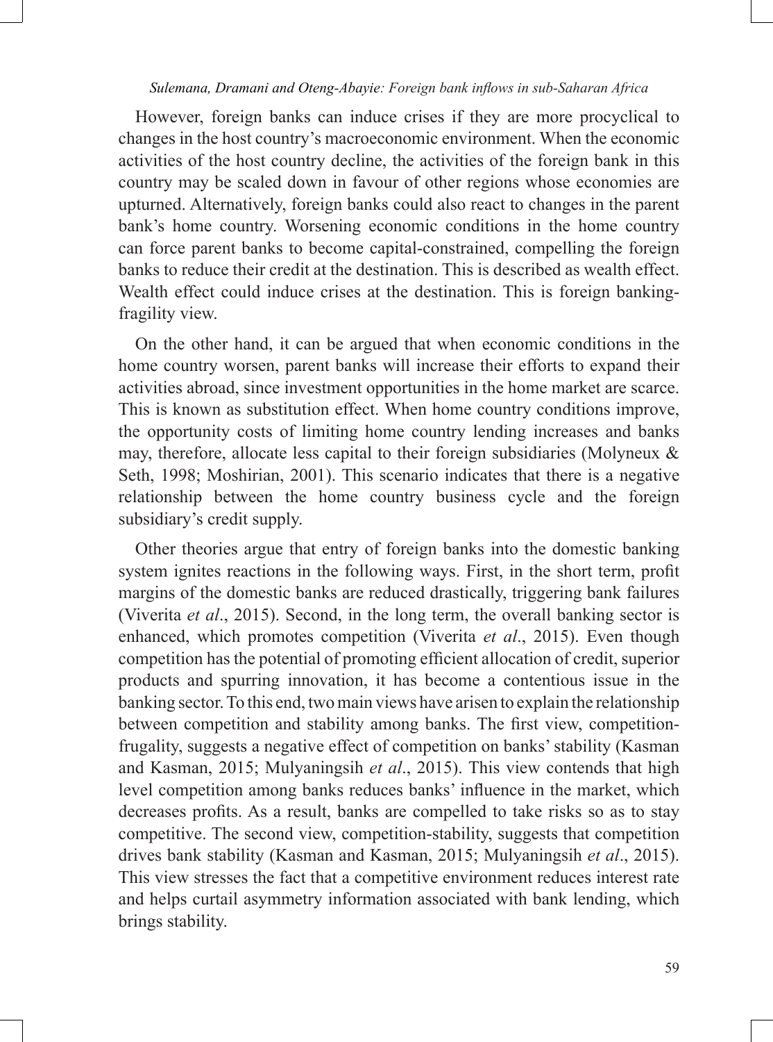However, foreign banks can induce crises if they are more procyclical to changes in the host country's macroeconomic environment. When the economic activities of the host country decline, the activities of the foreign bank in this country may be scaled down in favour of other regions whose economies are upturned. Alternatively, foreign banks could also react to changes in the parent bank's home country. Worsening economic conditions in the home country can force parent banks to become capital-constrained, compelling the foreign banks to reduce their credit at the destination. This is described as wealth effect. Wealth effect could induce crises at the destination. This is foreign banking-fragility view.

On the other hand, it can be argued that when economic conditions in the home country worsen, parent banks will increase their efforts to expand their activities abroad, since investment opportunities in the home market are scarce. This is known as substitution effect. When home country conditions improve, the opportunity costs of limiting home country lending increases and banks may, therefore, allocate less capital to their foreign subsidiaries (Molyneux & Seth, 1998; Moshirian, 2001). This scenario indicates that there is a negative relationship between the home country business cycle and the foreign subsidiary's credit supply.

Other theories argue that entry of foreign banks into the domestic banking system ignites reactions in the following ways. First, in the short term, profit margins of the domestic banks are reduced drastically, triggering bank failures (Viverita *et al*., 2015). Second, in the long term, the overall banking sector is enhanced, which promotes competition (Viverita *et al*., 2015). Even though competition has the potential of promoting efficient allocation of credit, superior products and spurring innovation, it has become a contentious issue in the banking sector. To this end, two main views have arisen to explain the relationship between competition and stability among banks. The first view, competition-frugality, suggests a negative effect of competition on banks' stability (Kasman and Kasman, 2015; Mulyaningsih *et al*., 2015). This view contends that high level competition among banks reduces banks' influence in the market, which decreases profits. As a result, banks are compelled to take risks so as to stay competitive. The second view, competition-stability, suggests that competition drives bank stability (Kasman and Kasman, 2015; Mulyaningsih *et al*., 2015). This view stresses the fact that a competitive environment reduces interest rate and helps curtail asymmetry information associated with bank lending, which brings stability.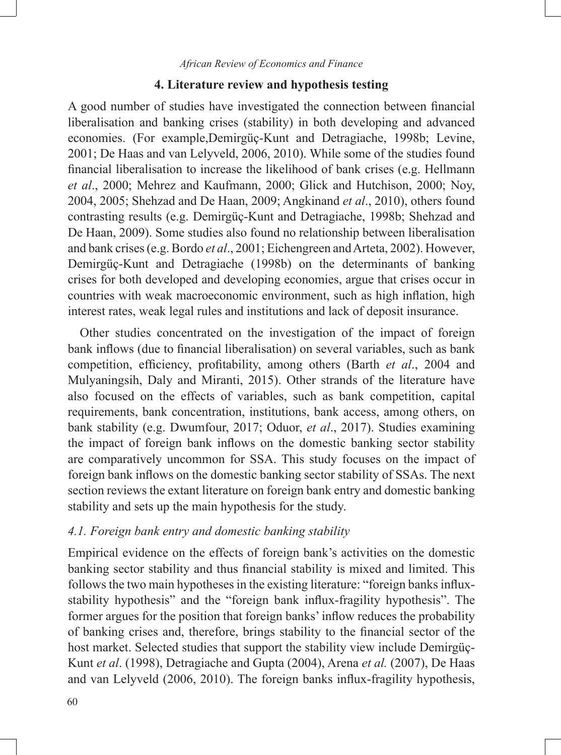## 4. Literature review and hypothesis testing

A good number of studies have investigated the connection between financial liberalisation and banking crises (stability) in both developing and advanced economies. (For example,Demirgüç-Kunt and Detragiache, 1998b; Levine, 2001; De Haas and van Lelyveld, 2006, 2010). While some of the studies found financial liberalisation to increase the likelihood of bank crises (e.g. Hellmann *et al*., 2000; Mehrez and Kaufmann, 2000; Glick and Hutchison, 2000; Noy, 2004, 2005; Shehzad and De Haan, 2009; Angkinand *et al*., 2010), others found contrasting results (e.g. Demirgüç-Kunt and Detragiache, 1998b; Shehzad and De Haan, 2009). Some studies also found no relationship between liberalisation and bank crises (e.g. Bordo *et al*., 2001; Eichengreen and Arteta, 2002). However, Demirgüç-Kunt and Detragiache (1998b) on the determinants of banking crises for both developed and developing economies, argue that crises occur in countries with weak macroeconomic environment, such as high inflation, high interest rates, weak legal rules and institutions and lack of deposit insurance.

Other studies concentrated on the investigation of the impact of foreign bank inflows (due to financial liberalisation) on several variables, such as bank competition, efficiency, profitability, among others (Barth *et al*., 2004 and Mulyaningsih, Daly and Miranti, 2015). Other strands of the literature have also focused on the effects of variables, such as bank competition, capital requirements, bank concentration, institutions, bank access, among others, on bank stability (e.g. Dwumfour, 2017; Oduor, *et al*., 2017). Studies examining the impact of foreign bank inflows on the domestic banking sector stability are comparatively uncommon for SSA. This study focuses on the impact of foreign bank inflows on the domestic banking sector stability of SSAs. The next section reviews the extant literature on foreign bank entry and domestic banking stability and sets up the main hypothesis for the study.

### *4.1. Foreign bank entry and domestic banking stability*

Empirical evidence on the effects of foreign bank's activities on the domestic banking sector stability and thus financial stability is mixed and limited. This follows the two main hypotheses in the existing literature: "foreign banks influx-stability hypothesis" and the "foreign bank influx-fragility hypothesis". The former argues for the position that foreign banks' inflow reduces the probability of banking crises and, therefore, brings stability to the financial sector of the host market. Selected studies that support the stability view include Demirgüç-Kunt *et al*. (1998), Detragiache and Gupta (2004), Arena *et al.* (2007), De Haas and van Lelyveld (2006, 2010). The foreign banks influx-fragility hypothesis,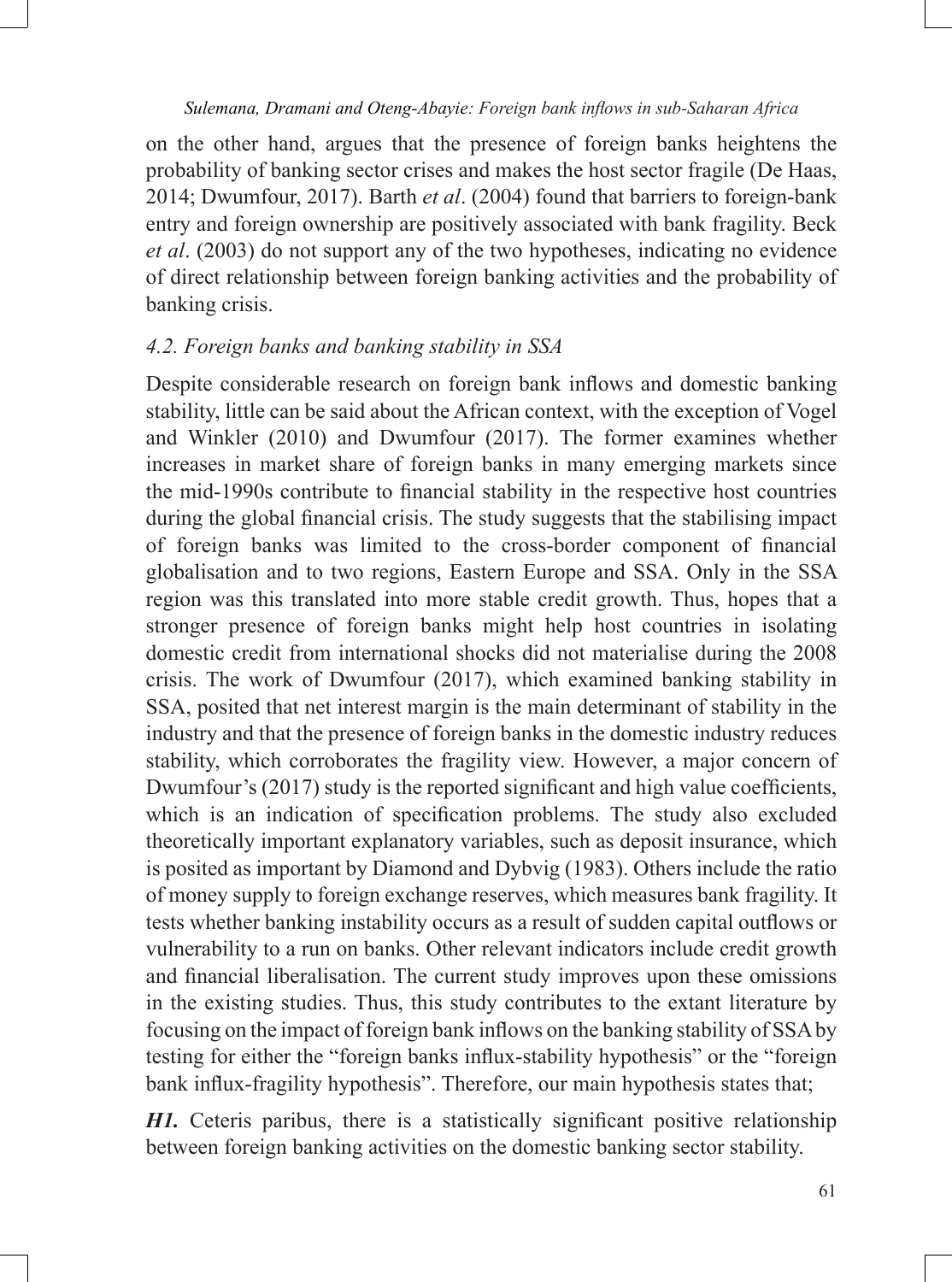on the other hand, argues that the presence of foreign banks heightens the probability of banking sector crises and makes the host sector fragile (De Haas, 2014; Dwumfour, 2017). Barth *et al*. (2004) found that barriers to foreign-bank entry and foreign ownership are positively associated with bank fragility. Beck *et al*. (2003) do not support any of the two hypotheses, indicating no evidence of direct relationship between foreign banking activities and the probability of banking crisis.

### *4.2. Foreign banks and banking stability in SSA*

Despite considerable research on foreign bank inflows and domestic banking stability, little can be said about the African context, with the exception of Vogel and Winkler (2010) and Dwumfour (2017). The former examines whether increases in market share of foreign banks in many emerging markets since the mid-1990s contribute to financial stability in the respective host countries during the global financial crisis. The study suggests that the stabilising impact of foreign banks was limited to the cross-border component of financial globalisation and to two regions, Eastern Europe and SSA. Only in the SSA region was this translated into more stable credit growth. Thus, hopes that a stronger presence of foreign banks might help host countries in isolating domestic credit from international shocks did not materialise during the 2008 crisis. The work of Dwumfour (2017), which examined banking stability in SSA, posited that net interest margin is the main determinant of stability in the industry and that the presence of foreign banks in the domestic industry reduces stability, which corroborates the fragility view. However, a major concern of Dwumfour's (2017) study is the reported significant and high value coefficients, which is an indication of specification problems. The study also excluded theoretically important explanatory variables, such as deposit insurance, which is posited as important by Diamond and Dybvig (1983). Others include the ratio of money supply to foreign exchange reserves, which measures bank fragility. It tests whether banking instability occurs as a result of sudden capital outflows or vulnerability to a run on banks. Other relevant indicators include credit growth and financial liberalisation. The current study improves upon these omissions in the existing studies. Thus, this study contributes to the extant literature by focusing on the impact of foreign bank inflows on the banking stability of SSA by testing for either the "foreign banks influx-stability hypothesis" or the "foreign bank influx-fragility hypothesis". Therefore, our main hypothesis states that;

***H1.*** Ceteris paribus, there is a statistically significant positive relationship between foreign banking activities on the domestic banking sector stability.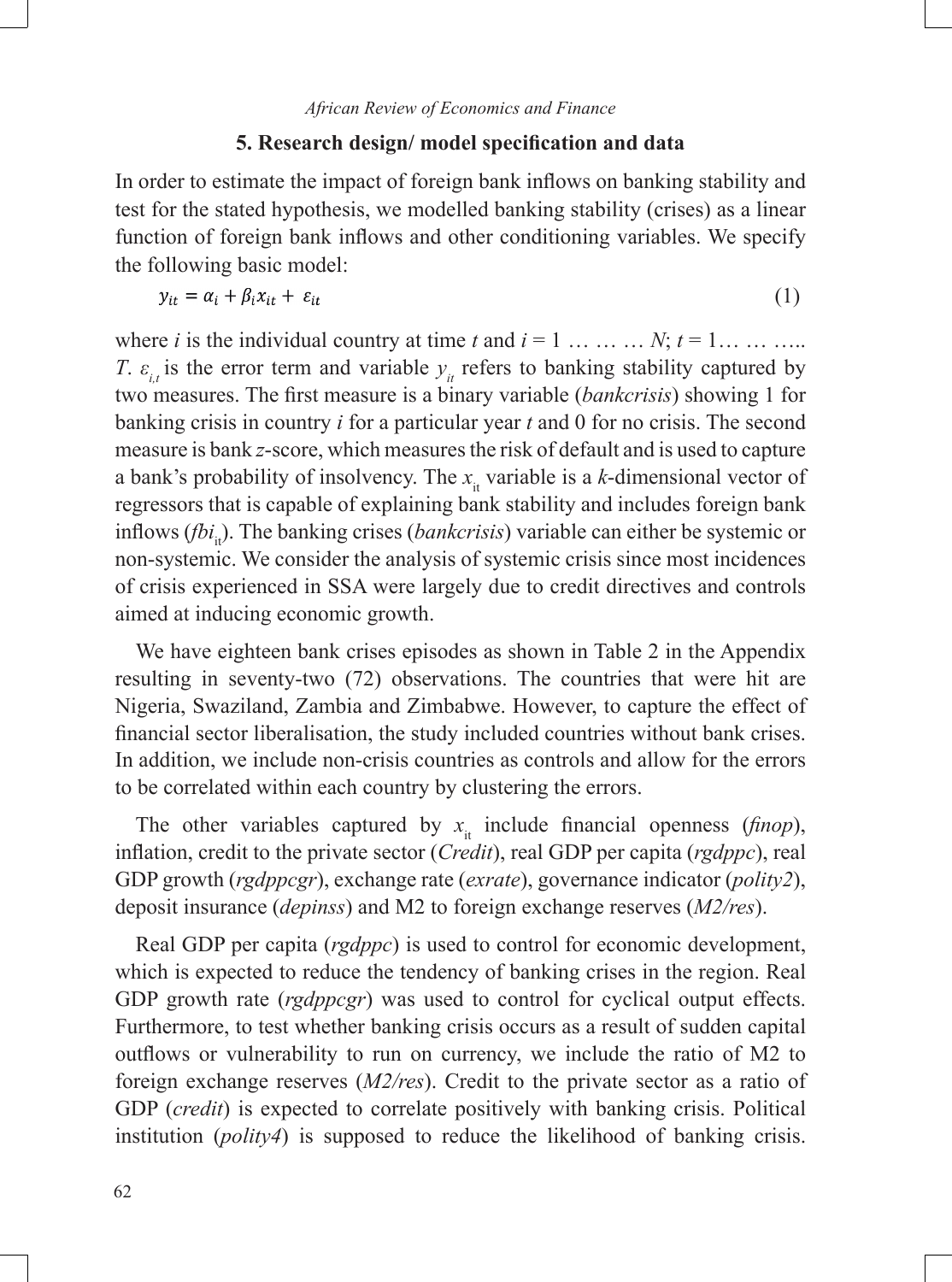## 5. Research design/ model specification and data

In order to estimate the impact of foreign bank inflows on banking stability and test for the stated hypothesis, we modelled banking stability (crises) as a linear function of foreign bank inflows and other conditioning variables. We specify the following basic model:

$$y_{it} = \alpha_i + \beta_i x_{it} + \varepsilon_{it} \tag{1}$$

where $i$ is the individual country at time $t$ and $i = 1 \ldots \ldots \ldots N$; $t = 1 \ldots \ldots \ldots T$. $\varepsilon_{i,t}$ is the error term and variable $y_{it}$ refers to banking stability captured by two measures. The first measure is a binary variable (*bankcrisis*) showing 1 for banking crisis in country $i$ for a particular year $t$ and 0 for no crisis. The second measure is bank *z*-score, which measures the risk of default and is used to capture a bank's probability of insolvency. The $x_{it}$ variable is a $k$-dimensional vector of regressors that is capable of explaining bank stability and includes foreign bank inflows ($fbi_{it}$). The banking crises (*bankcrisis*) variable can either be systemic or non-systemic. We consider the analysis of systemic crisis since most incidences of crisis experienced in SSA were largely due to credit directives and controls aimed at inducing economic growth.

We have eighteen bank crises episodes as shown in Table 2 in the Appendix resulting in seventy-two (72) observations. The countries that were hit are Nigeria, Swaziland, Zambia and Zimbabwe. However, to capture the effect of financial sector liberalisation, the study included countries without bank crises. In addition, we include non-crisis countries as controls and allow for the errors to be correlated within each country by clustering the errors.

The other variables captured by $x_{it}$ include financial openness (*finop*), inflation, credit to the private sector (*Credit*), real GDP per capita (*rgdppc*), real GDP growth (*rgdppcgr*), exchange rate (*exrate*), governance indicator (*polity2*), deposit insurance (*depinss*) and M2 to foreign exchange reserves (*M2/res*).

Real GDP per capita (*rgdppc*) is used to control for economic development, which is expected to reduce the tendency of banking crises in the region. Real GDP growth rate (*rgdppcgr*) was used to control for cyclical output effects. Furthermore, to test whether banking crisis occurs as a result of sudden capital outflows or vulnerability to run on currency, we include the ratio of M2 to foreign exchange reserves (*M2/res*). Credit to the private sector as a ratio of GDP (*credit*) is expected to correlate positively with banking crisis. Political institution (*polity4*) is supposed to reduce the likelihood of banking crisis.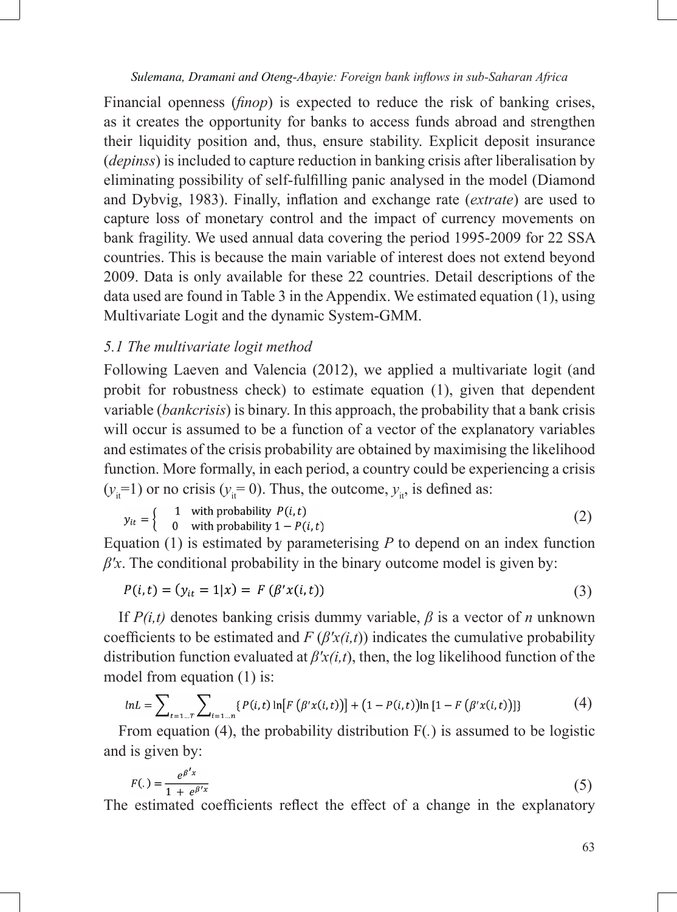Financial openness (*finop*) is expected to reduce the risk of banking crises, as it creates the opportunity for banks to access funds abroad and strengthen their liquidity position and, thus, ensure stability. Explicit deposit insurance (*depinss*) is included to capture reduction in banking crisis after liberalisation by eliminating possibility of self-fulfilling panic analysed in the model (Diamond and Dybvig, 1983). Finally, inflation and exchange rate (*extrate*) are used to capture loss of monetary control and the impact of currency movements on bank fragility. We used annual data covering the period 1995-2009 for 22 SSA countries. This is because the main variable of interest does not extend beyond 2009. Data is only available for these 22 countries. Detail descriptions of the data used are found in Table 3 in the Appendix. We estimated equation (1), using Multivariate Logit and the dynamic System-GMM.

### *5.1 The multivariate logit method*

Following Laeven and Valencia (2012), we applied a multivariate logit (and probit for robustness check) to estimate equation (1), given that dependent variable (*bankcrisis*) is binary. In this approach, the probability that a bank crisis will occur is assumed to be a function of a vector of the explanatory variables and estimates of the crisis probability are obtained by maximising the likelihood function. More formally, in each period, a country could be experiencing a crisis ($y_{it}$=1) or no crisis ($y_{it}$= 0). Thus, the outcome, $y_{it}$, is defined as:

$$y_{it} = \begin{cases} 1 & \text{with probability } P(i,t) \\ 0 & \text{with probability } 1 - P(i,t) \end{cases} \tag{2}$$

Equation (1) is estimated by parameterising $P$ to depend on an index function $\beta'x$. The conditional probability in the binary outcome model is given by:

$$P(i,t) = (y_{it} = 1|x) = F(\beta' x(i,t)) \tag{3}$$

If $P(i,t)$ denotes banking crisis dummy variable, $\beta$ is a vector of $n$ unknown coefficients to be estimated and $F(\beta'x(i,t))$ indicates the cumulative probability distribution function evaluated at $\beta'x(i,t)$, then, the log likelihood function of the model from equation (1) is:

$$lnL = \sum\nolimits_{t=1...T} \sum\nolimits_{i=1...n} \{P(i,t)\ln[F(\beta' x(i,t))] + (1 - P(i,t))\ln[1 - F(\beta' x(i,t))]\} \tag{4}$$

From equation (4), the probability distribution F(.) is assumed to be logistic and is given by:

$$F(.) = \frac{e^{\beta' x}}{1 + e^{\beta' x}} \tag{5}$$

The estimated coefficients reflect the effect of a change in the explanatory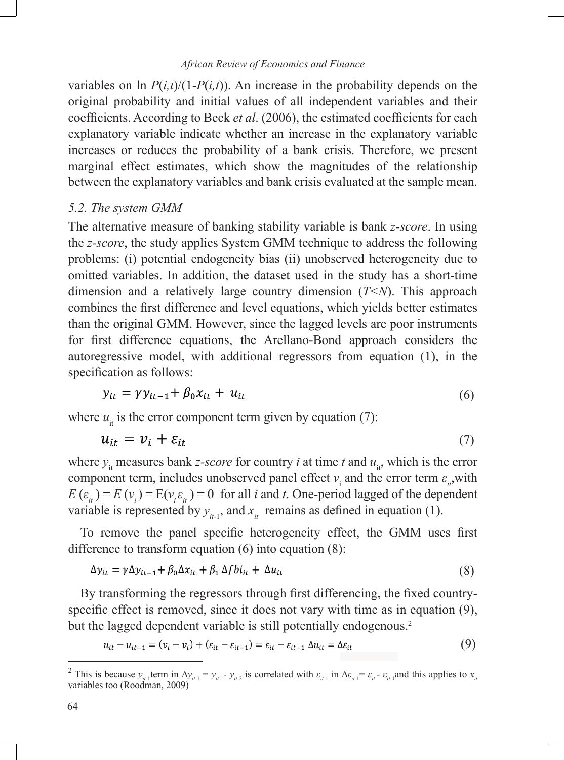variables on ln $P(i,t)/(1-P(i,t))$. An increase in the probability depends on the original probability and initial values of all independent variables and their coefficients. According to Beck *et al*. (2006), the estimated coefficients for each explanatory variable indicate whether an increase in the explanatory variable increases or reduces the probability of a bank crisis. Therefore, we present marginal effect estimates, which show the magnitudes of the relationship between the explanatory variables and bank crisis evaluated at the sample mean.

### *5.2. The system GMM*

The alternative measure of banking stability variable is bank *z-score*. In using the *z-score*, the study applies System GMM technique to address the following problems: (i) potential endogeneity bias (ii) unobserved heterogeneity due to omitted variables. In addition, the dataset used in the study has a short-time dimension and a relatively large country dimension ($T<N$). This approach combines the first difference and level equations, which yields better estimates than the original GMM. However, since the lagged levels are poor instruments for first difference equations, the Arellano-Bond approach considers the autoregressive model, with additional regressors from equation (1), in the specification as follows:

$$y_{it} = \gamma y_{it-1} + \beta_0 x_{it} + u_{it} \tag{6}$$

where $u_{it}$ is the error component term given by equation (7):

$$u_{it} = v_i + \varepsilon_{it} \tag{7}$$

where $y_{it}$ measures bank *z-score* for country *i* at time *t* and $u_{it}$, which is the error component term, includes unobserved panel effect $v_i$ and the error term $\varepsilon_{it}$, with $E(\varepsilon_{it}) = E(v_i) = E(v_i \varepsilon_{it}) = 0$ for all *i* and *t*. One-period lagged of the dependent variable is represented by $y_{it-1}$, and $x_{it}$ remains as defined in equation (1).

To remove the panel specific heterogeneity effect, the GMM uses first difference to transform equation (6) into equation (8):

$$\Delta y_{it} = \gamma \Delta y_{it-1} + \beta_0 \Delta x_{it} + \beta_1 \Delta fbi_{it} + \Delta u_{it} \tag{8}$$

By transforming the regressors through first differencing, the fixed country-specific effect is removed, since it does not vary with time as in equation (9), but the lagged dependent variable is still potentially endogenous.[2]

$$u_{it} - u_{it-1} = (v_i - v_i) + (\varepsilon_{it} - \varepsilon_{it-1}) = \varepsilon_{it} - \varepsilon_{it-1} \; \Delta u_{it} = \Delta \varepsilon_{it} \tag{9}$$

[2] This is because $y_{it-1}$ term in $\Delta y_{it-1} = y_{it-1} - y_{it-2}$ is correlated with $\varepsilon_{it-1}$ in $\Delta \varepsilon_{it-1} = \varepsilon_{it} - \varepsilon_{it-1}$ and this applies to $x_{it}$ variables too (Roodman, 2009)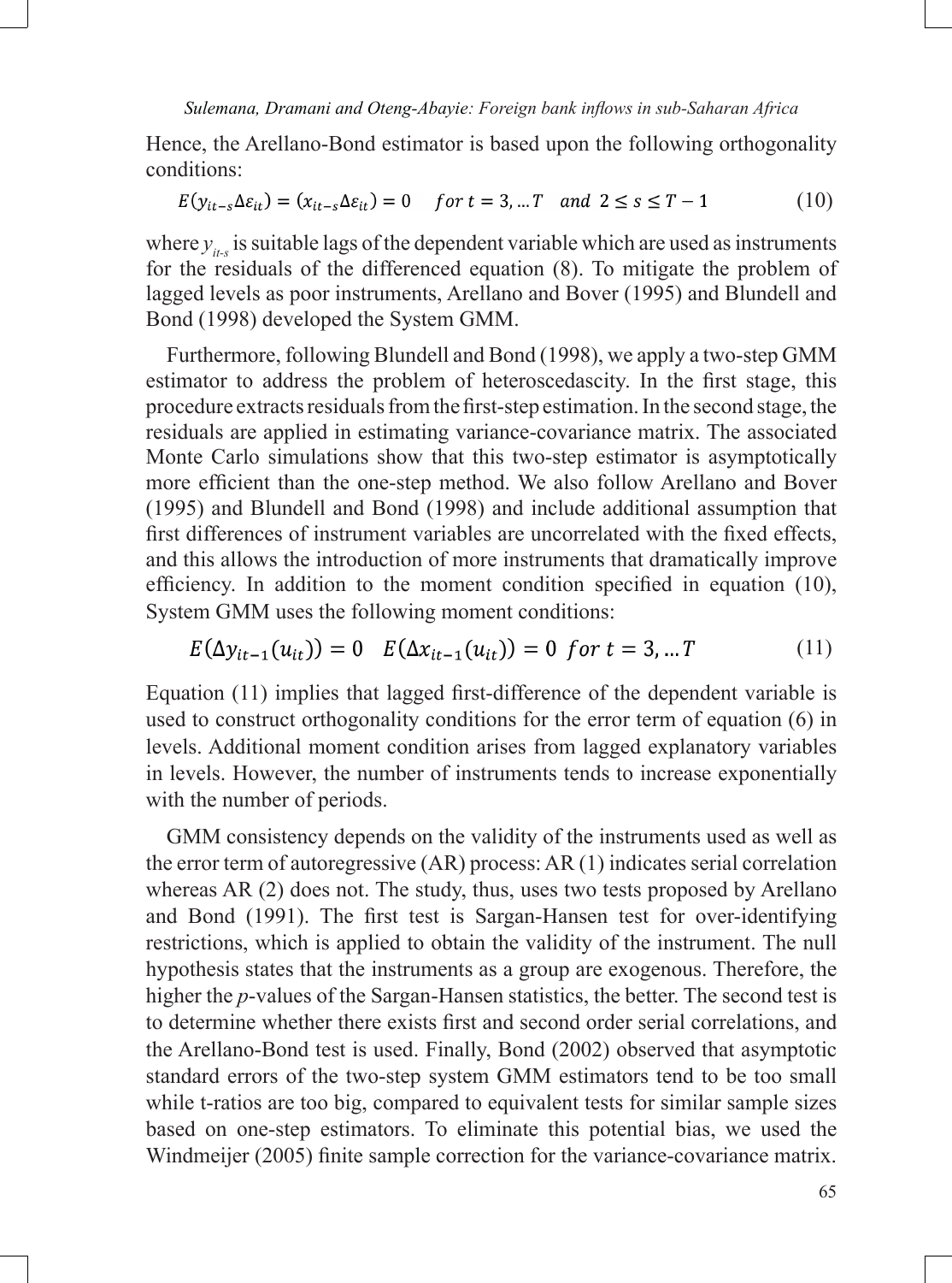Hence, the Arellano-Bond estimator is based upon the following orthogonality conditions:

$$E(y_{it-s}\Delta\varepsilon_{it}) = (x_{it-s}\Delta\varepsilon_{it}) = 0 \quad for\ t = 3, \dots T \quad and\ \ 2 \leq s \leq T-1 \tag{10}$$

where $y_{it-s}$ is suitable lags of the dependent variable which are used as instruments for the residuals of the differenced equation (8). To mitigate the problem of lagged levels as poor instruments, Arellano and Bover (1995) and Blundell and Bond (1998) developed the System GMM.

Furthermore, following Blundell and Bond (1998), we apply a two-step GMM estimator to address the problem of heteroscedascity. In the first stage, this procedure extracts residuals from the first-step estimation. In the second stage, the residuals are applied in estimating variance-covariance matrix. The associated Monte Carlo simulations show that this two-step estimator is asymptotically more efficient than the one-step method. We also follow Arellano and Bover (1995) and Blundell and Bond (1998) and include additional assumption that first differences of instrument variables are uncorrelated with the fixed effects, and this allows the introduction of more instruments that dramatically improve efficiency. In addition to the moment condition specified in equation (10), System GMM uses the following moment conditions:

$$E(\Delta y_{it-1}(u_{it})) = 0 \quad E(\Delta x_{it-1}(u_{it})) = 0\ \ for\ t = 3, \dots T \tag{11}$$

Equation (11) implies that lagged first-difference of the dependent variable is used to construct orthogonality conditions for the error term of equation (6) in levels. Additional moment condition arises from lagged explanatory variables in levels. However, the number of instruments tends to increase exponentially with the number of periods.

GMM consistency depends on the validity of the instruments used as well as the error term of autoregressive (AR) process: AR (1) indicates serial correlation whereas AR (2) does not. The study, thus, uses two tests proposed by Arellano and Bond (1991). The first test is Sargan-Hansen test for over-identifying restrictions, which is applied to obtain the validity of the instrument. The null hypothesis states that the instruments as a group are exogenous. Therefore, the higher the *p*-values of the Sargan-Hansen statistics, the better. The second test is to determine whether there exists first and second order serial correlations, and the Arellano-Bond test is used. Finally, Bond (2002) observed that asymptotic standard errors of the two-step system GMM estimators tend to be too small while t-ratios are too big, compared to equivalent tests for similar sample sizes based on one-step estimators. To eliminate this potential bias, we used the Windmeijer (2005) finite sample correction for the variance-covariance matrix.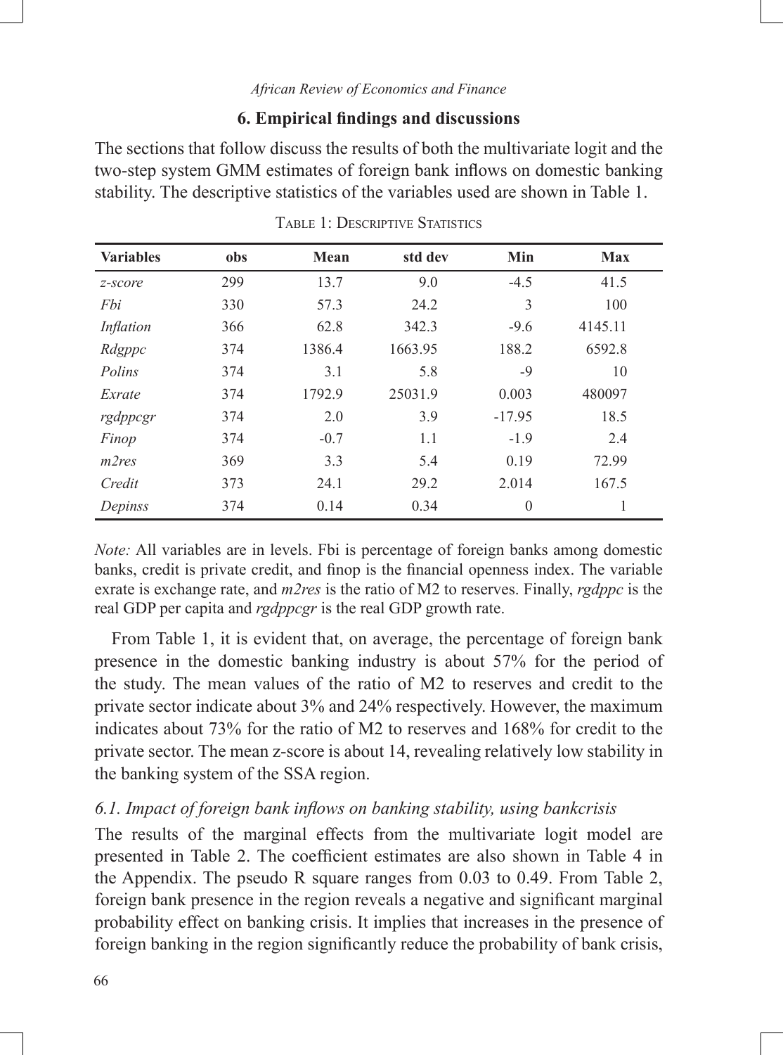## 6. Empirical findings and discussions

The sections that follow discuss the results of both the multivariate logit and the two-step system GMM estimates of foreign bank inflows on domestic banking stability. The descriptive statistics of the variables used are shown in Table 1.

Table 1: Descriptive Statistics

| Variables | obs | Mean | std dev | Min | Max |
|---|---|---|---|---|---|
| *z-score* | 299 | 13.7 | 9.0 | -4.5 | 41.5 |
| *Fbi* | 330 | 57.3 | 24.2 | 3 | 100 |
| *Inflation* | 366 | 62.8 | 342.3 | -9.6 | 4145.11 |
| *Rdgppc* | 374 | 1386.4 | 1663.95 | 188.2 | 6592.8 |
| *Polins* | 374 | 3.1 | 5.8 | -9 | 10 |
| *Exrate* | 374 | 1792.9 | 25031.9 | 0.003 | 480097 |
| *rgdppcgr* | 374 | 2.0 | 3.9 | -17.95 | 18.5 |
| *Finop* | 374 | -0.7 | 1.1 | -1.9 | 2.4 |
| *m2res* | 369 | 3.3 | 5.4 | 0.19 | 72.99 |
| *Credit* | 373 | 24.1 | 29.2 | 2.014 | 167.5 |
| *Depinss* | 374 | 0.14 | 0.34 | 0 | 1 |

*Note:* All variables are in levels. Fbi is percentage of foreign banks among domestic banks, credit is private credit, and finop is the financial openness index. The variable exrate is exchange rate, and *m2res* is the ratio of M2 to reserves. Finally, *rgdppc* is the real GDP per capita and *rgdppcgr* is the real GDP growth rate.

From Table 1, it is evident that, on average, the percentage of foreign bank presence in the domestic banking industry is about 57% for the period of the study. The mean values of the ratio of M2 to reserves and credit to the private sector indicate about 3% and 24% respectively. However, the maximum indicates about 73% for the ratio of M2 to reserves and 168% for credit to the private sector. The mean z-score is about 14, revealing relatively low stability in the banking system of the SSA region.

### *6.1. Impact of foreign bank inflows on banking stability, using bankcrisis*

The results of the marginal effects from the multivariate logit model are presented in Table 2. The coefficient estimates are also shown in Table 4 in the Appendix. The pseudo R square ranges from 0.03 to 0.49. From Table 2, foreign bank presence in the region reveals a negative and significant marginal probability effect on banking crisis. It implies that increases in the presence of foreign banking in the region significantly reduce the probability of bank crisis,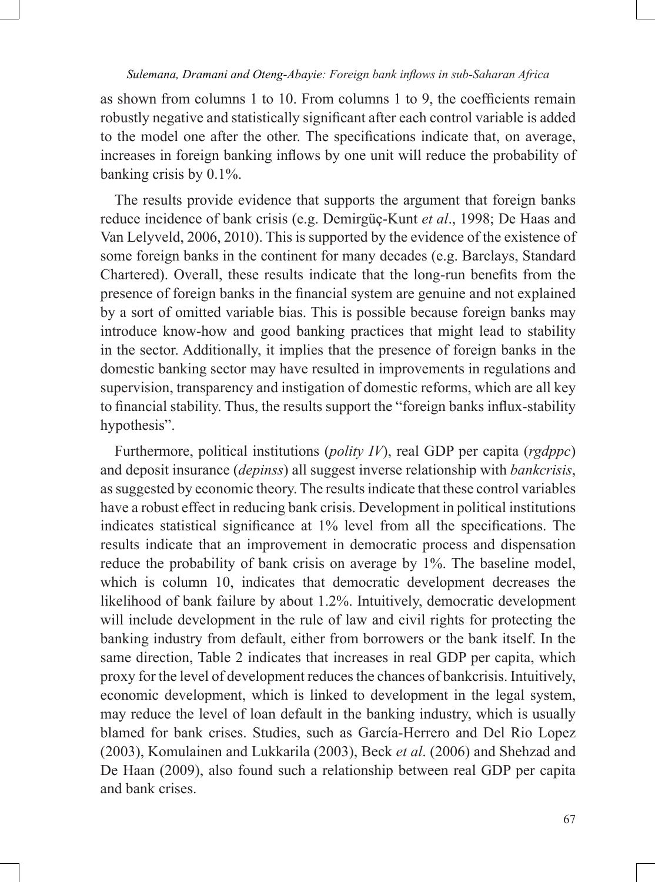as shown from columns 1 to 10. From columns 1 to 9, the coefficients remain robustly negative and statistically significant after each control variable is added to the model one after the other. The specifications indicate that, on average, increases in foreign banking inflows by one unit will reduce the probability of banking crisis by 0.1%.

The results provide evidence that supports the argument that foreign banks reduce incidence of bank crisis (e.g. Demirgüç-Kunt *et al*., 1998; De Haas and Van Lelyveld, 2006, 2010). This is supported by the evidence of the existence of some foreign banks in the continent for many decades (e.g. Barclays, Standard Chartered). Overall, these results indicate that the long-run benefits from the presence of foreign banks in the financial system are genuine and not explained by a sort of omitted variable bias. This is possible because foreign banks may introduce know-how and good banking practices that might lead to stability in the sector. Additionally, it implies that the presence of foreign banks in the domestic banking sector may have resulted in improvements in regulations and supervision, transparency and instigation of domestic reforms, which are all key to financial stability. Thus, the results support the "foreign banks influx-stability hypothesis".

Furthermore, political institutions (*polity IV*), real GDP per capita (*rgdppc*) and deposit insurance (*depinss*) all suggest inverse relationship with *bankcrisis*, as suggested by economic theory. The results indicate that these control variables have a robust effect in reducing bank crisis. Development in political institutions indicates statistical significance at 1% level from all the specifications. The results indicate that an improvement in democratic process and dispensation reduce the probability of bank crisis on average by 1%. The baseline model, which is column 10, indicates that democratic development decreases the likelihood of bank failure by about 1.2%. Intuitively, democratic development will include development in the rule of law and civil rights for protecting the banking industry from default, either from borrowers or the bank itself. In the same direction, Table 2 indicates that increases in real GDP per capita, which proxy for the level of development reduces the chances of bankcrisis. Intuitively, economic development, which is linked to development in the legal system, may reduce the level of loan default in the banking industry, which is usually blamed for bank crises. Studies, such as García-Herrero and Del Rio Lopez (2003), Komulainen and Lukkarila (2003), Beck *et al*. (2006) and Shehzad and De Haan (2009), also found such a relationship between real GDP per capita and bank crises.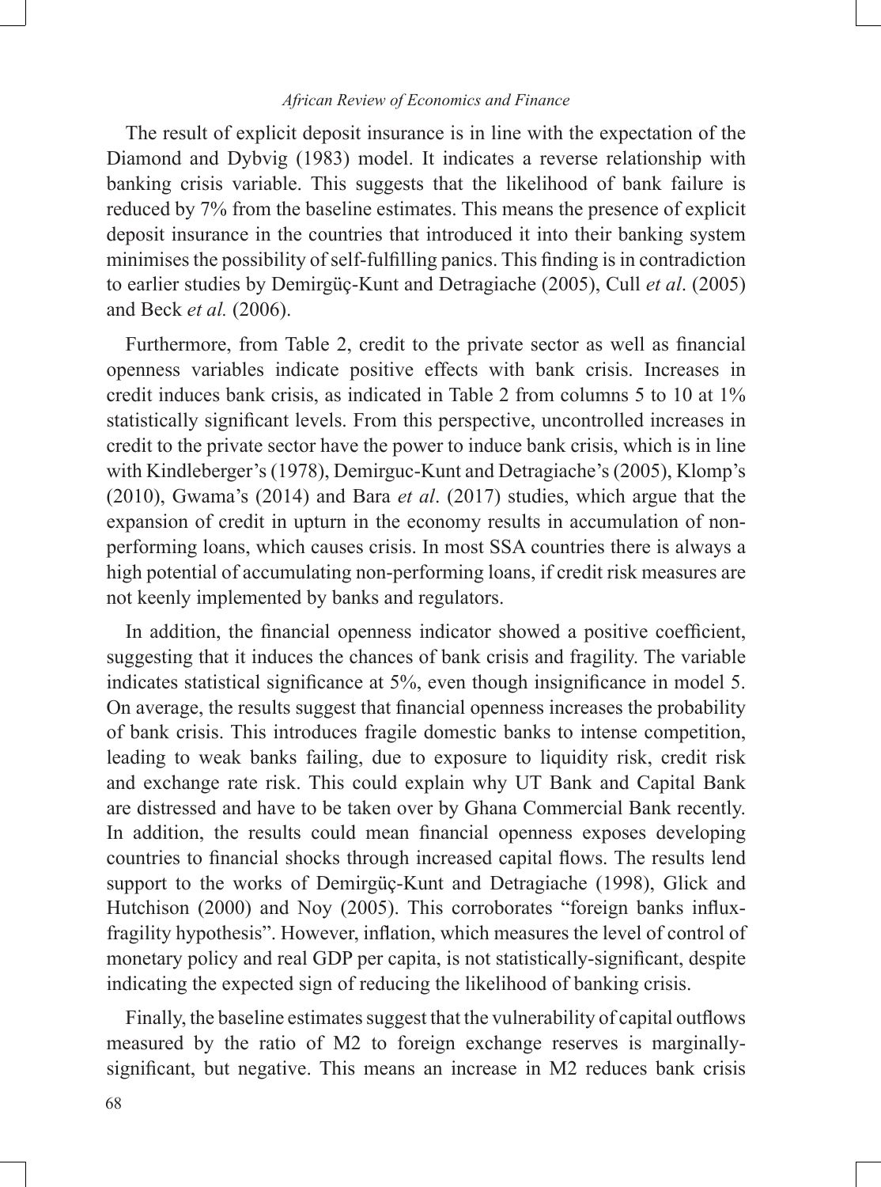The result of explicit deposit insurance is in line with the expectation of the Diamond and Dybvig (1983) model. It indicates a reverse relationship with banking crisis variable. This suggests that the likelihood of bank failure is reduced by 7% from the baseline estimates. This means the presence of explicit deposit insurance in the countries that introduced it into their banking system minimises the possibility of self-fulfilling panics. This finding is in contradiction to earlier studies by Demirgüç-Kunt and Detragiache (2005), Cull *et al*. (2005) and Beck *et al.* (2006).

Furthermore, from Table 2, credit to the private sector as well as financial openness variables indicate positive effects with bank crisis. Increases in credit induces bank crisis, as indicated in Table 2 from columns 5 to 10 at 1% statistically significant levels. From this perspective, uncontrolled increases in credit to the private sector have the power to induce bank crisis, which is in line with Kindleberger's (1978), Demirguc-Kunt and Detragiache's (2005), Klomp's (2010), Gwama's (2014) and Bara *et al*. (2017) studies, which argue that the expansion of credit in upturn in the economy results in accumulation of non-performing loans, which causes crisis. In most SSA countries there is always a high potential of accumulating non-performing loans, if credit risk measures are not keenly implemented by banks and regulators.

In addition, the financial openness indicator showed a positive coefficient, suggesting that it induces the chances of bank crisis and fragility. The variable indicates statistical significance at 5%, even though insignificance in model 5. On average, the results suggest that financial openness increases the probability of bank crisis. This introduces fragile domestic banks to intense competition, leading to weak banks failing, due to exposure to liquidity risk, credit risk and exchange rate risk. This could explain why UT Bank and Capital Bank are distressed and have to be taken over by Ghana Commercial Bank recently. In addition, the results could mean financial openness exposes developing countries to financial shocks through increased capital flows. The results lend support to the works of Demirgüç-Kunt and Detragiache (1998), Glick and Hutchison (2000) and Noy (2005). This corroborates "foreign banks influx-fragility hypothesis". However, inflation, which measures the level of control of monetary policy and real GDP per capita, is not statistically-significant, despite indicating the expected sign of reducing the likelihood of banking crisis.

Finally, the baseline estimates suggest that the vulnerability of capital outflows measured by the ratio of M2 to foreign exchange reserves is marginally-significant, but negative. This means an increase in M2 reduces bank crisis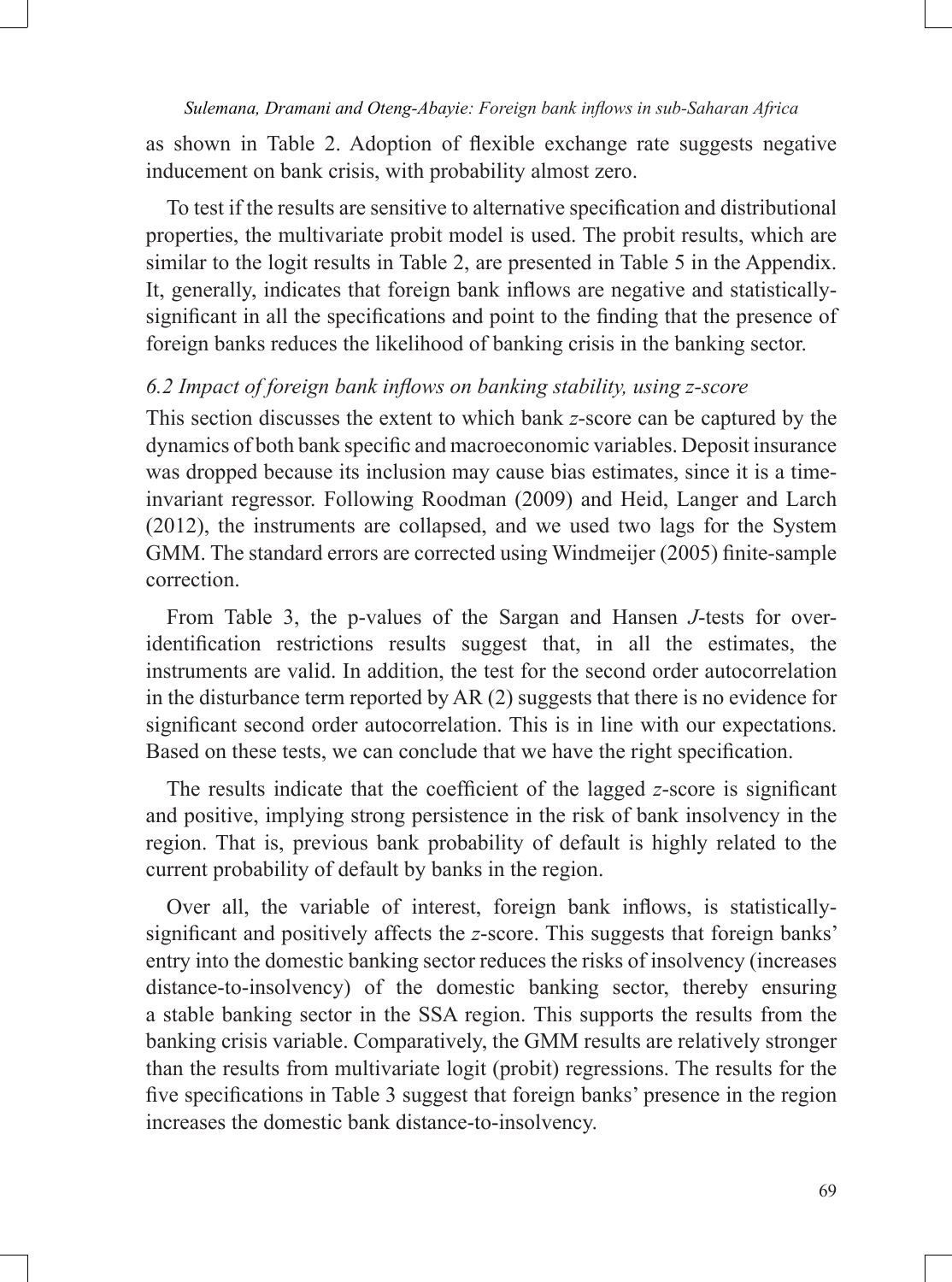as shown in Table 2. Adoption of flexible exchange rate suggests negative inducement on bank crisis, with probability almost zero.

To test if the results are sensitive to alternative specification and distributional properties, the multivariate probit model is used. The probit results, which are similar to the logit results in Table 2, are presented in Table 5 in the Appendix. It, generally, indicates that foreign bank inflows are negative and statistically-significant in all the specifications and point to the finding that the presence of foreign banks reduces the likelihood of banking crisis in the banking sector.

### *6.2 Impact of foreign bank inflows on banking stability, using z-score*

This section discusses the extent to which bank *z*-score can be captured by the dynamics of both bank specific and macroeconomic variables. Deposit insurance was dropped because its inclusion may cause bias estimates, since it is a time-invariant regressor. Following Roodman (2009) and Heid, Langer and Larch (2012), the instruments are collapsed, and we used two lags for the System GMM. The standard errors are corrected using Windmeijer (2005) finite-sample correction.

From Table 3, the p-values of the Sargan and Hansen *J*-tests for over-identification restrictions results suggest that, in all the estimates, the instruments are valid. In addition, the test for the second order autocorrelation in the disturbance term reported by AR (2) suggests that there is no evidence for significant second order autocorrelation. This is in line with our expectations. Based on these tests, we can conclude that we have the right specification.

The results indicate that the coefficient of the lagged *z*-score is significant and positive, implying strong persistence in the risk of bank insolvency in the region. That is, previous bank probability of default is highly related to the current probability of default by banks in the region.

Over all, the variable of interest, foreign bank inflows, is statistically-significant and positively affects the *z*-score. This suggests that foreign banks' entry into the domestic banking sector reduces the risks of insolvency (increases distance-to-insolvency) of the domestic banking sector, thereby ensuring a stable banking sector in the SSA region. This supports the results from the banking crisis variable. Comparatively, the GMM results are relatively stronger than the results from multivariate logit (probit) regressions. The results for the five specifications in Table 3 suggest that foreign banks' presence in the region increases the domestic bank distance-to-insolvency.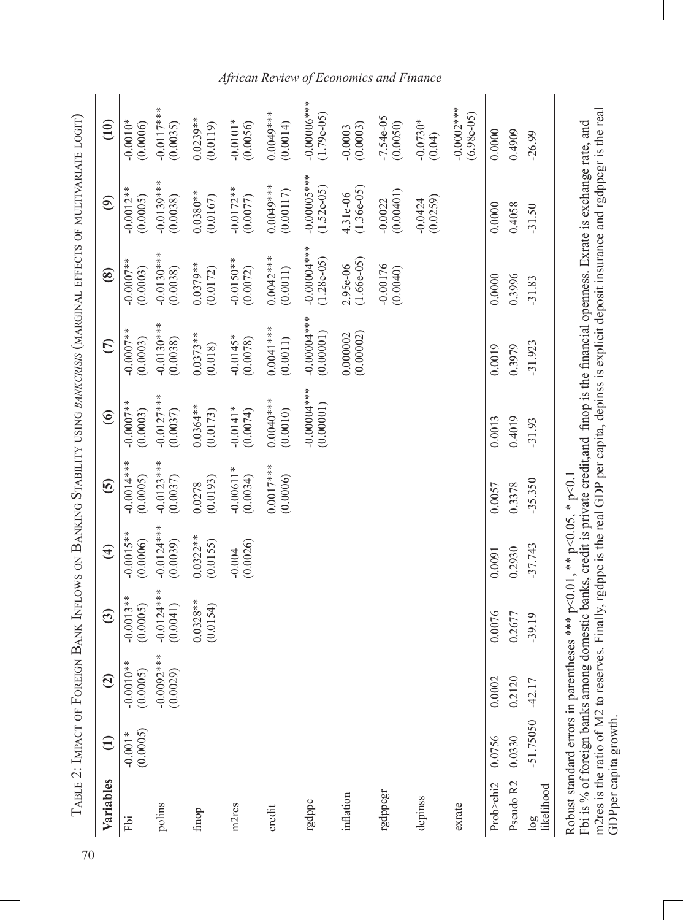Table 2: Impact of Foreign Bank Inflows on Banking Stability using *BANKCRISIS* (marginal effects of multivariate logit)

| Variables | (1) | (2) | (3) | (4) | (5) | (6) | (7) | (8) | (9) | (10) |
|---|---|---|---|---|---|---|---|---|---|---|
| Fbi | -0.001* (0.0005) | -0.0010** (0.0005) | -0.0013** (0.0005) | -0.0015** (0.0006) | -0.0014*** (0.0005) | -0.0007** (0.0003) | -0.0007** (0.0003) | -0.0007** (0.0003) | -0.0012** (0.0005) | -0.0010* (0.0006) |
| polins | | -0.0092*** (0.0029) | -0.0124*** (0.0041) | -0.0124*** (0.0039) | -0.0123*** (0.0037) | -0.0127*** (0.0037) | -0.0130*** (0.0038) | -0.0130*** (0.0038) | -0.0139*** (0.0038) | -0.0117*** (0.0035) |
| finop | | | 0.0328** (0.0154) | 0.0322** (0.0155) | 0.0278 (0.0193) | 0.0364** (0.0173) | 0.0373** (0.018) | 0.0379** (0.0172) | 0.0380** (0.0167) | 0.0239** (0.0119) |
| m2res | | | | -0.004 (0.0026) | -0.00611* (0.0034) | -0.0141* (0.0074) | -0.0145* (0.0078) | -0.0150** (0.0072) | -0.0172** (0.0077) | -0.0101* (0.0056) |
| credit | | | | | 0.0017*** (0.0006) | 0.0040*** (0.0010) | 0.0041*** (0.0011) | 0.0042*** (0.0011) | 0.0049*** (0.00117) | 0.0049*** (0.0014) |
| rgdppc | | | | | | -0.00004*** (0.00001) | -0.00004*** (0.00001) | -0.00004*** (1.28e-05) | -0.00005*** (1.52e-05) | -0.00006*** (1.79e-05) |
| inflation | | | | | | | 0.000002 (0.00002) | 2.95e-06 (1.66e-05) | 4.31e-06 (1.36e-05) | -0.0003 (0.0003) |
| rgdppcgr | | | | | | | | -0.00176 (0.0040) | -0.0022 (0.00401) | -7.54e-05 (0.0050) |
| depinss | | | | | | | | | -0.0424 (0.0259) | -0.0730* (0.04) |
| exrate | | | | | | | | | | -0.0002*** (6.98e-05) |
| Prob>chi2 | 0.0756 | 0.0002 | 0.0076 | 0.0091 | 0.0057 | 0.0013 | 0.0019 | 0.0000 | 0.0000 | 0.0000 |
| Pseudo R2 | 0.0330 | 0.2120 | 0.2677 | 0.2930 | 0.3378 | 0.4019 | 0.3979 | 0.3996 | 0.4058 | 0.4909 |
| log likelihood | -51.75050 | -42.17 | -39.19 | -37.743 | -35.350 | -31.93 | -31.923 | -31.83 | -31.50 | -26.99 |

Robust standard errors in parentheses *** $p<0.01$, ** $p<0.05$, * $p<0.1$

Fbi is % of foreign banks among domestic banks, credit is private credit,and finop is the financial openness. Exrate is exchange rate, and m2res is the ratio of M2 to reserves. Finally, rgdppc is the real GDP per capita, depinss is explicit deposit insurance and rgdppcgr is the real GDPper capita growth.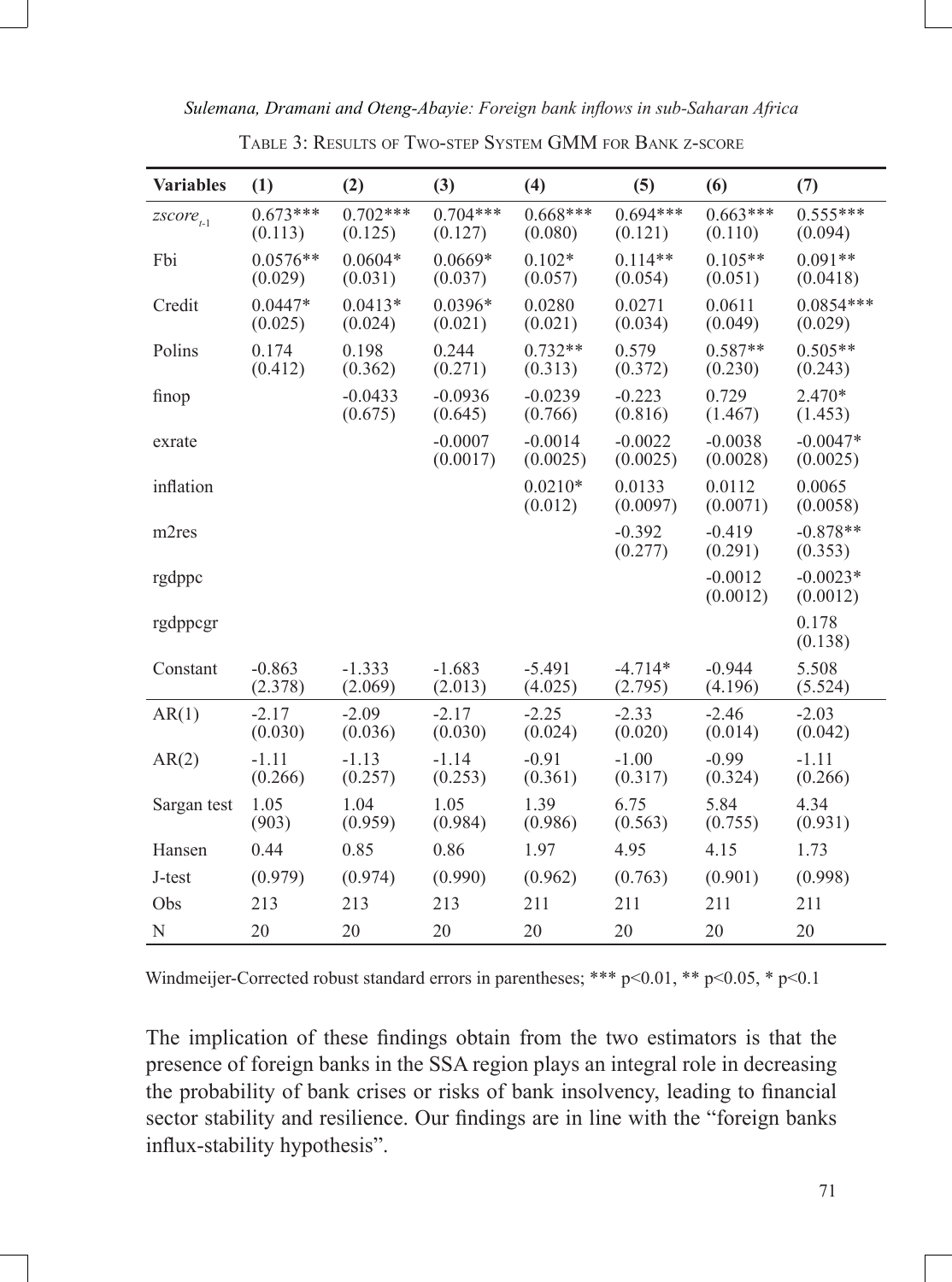Table 3: Results of Two-step System GMM for Bank z-score

| Variables | (1) | (2) | (3) | (4) | (5) | (6) | (7) |
|---|---|---|---|---|---|---|---|
| $zscore_{t-1}$ | 0.673*** (0.113) | 0.702*** (0.125) | 0.704*** (0.127) | 0.668*** (0.080) | 0.694*** (0.121) | 0.663*** (0.110) | 0.555*** (0.094) |
| Fbi | 0.0576** (0.029) | 0.0604* (0.031) | 0.0669* (0.037) | 0.102* (0.057) | 0.114** (0.054) | 0.105** (0.051) | 0.091** (0.0418) |
| Credit | 0.0447* (0.025) | 0.0413* (0.024) | 0.0396* (0.021) | 0.0280 (0.021) | 0.0271 (0.034) | 0.0611 (0.049) | 0.0854*** (0.029) |
| Polins | 0.174 (0.412) | 0.198 (0.362) | 0.244 (0.271) | 0.732** (0.313) | 0.579 (0.372) | 0.587** (0.230) | 0.505** (0.243) |
| finop | | -0.0433 (0.675) | -0.0936 (0.645) | -0.0239 (0.766) | -0.223 (0.816) | 0.729 (1.467) | 2.470* (1.453) |
| exrate | | | -0.0007 (0.0017) | -0.0014 (0.0025) | -0.0022 (0.0025) | -0.0038 (0.0028) | -0.0047* (0.0025) |
| inflation | | | | 0.0210* (0.012) | 0.0133 (0.0097) | 0.0112 (0.0071) | 0.0065 (0.0058) |
| m2res | | | | | -0.392 (0.277) | -0.419 (0.291) | -0.878** (0.353) |
| rgdppc | | | | | | -0.0012 (0.0012) | -0.0023* (0.0012) |
| rgdppcgr | | | | | | | 0.178 (0.138) |
| Constant | -0.863 (2.378) | -1.333 (2.069) | -1.683 (2.013) | -5.491 (4.025) | -4.714* (2.795) | -0.944 (4.196) | 5.508 (5.524) |
| AR(1) | -2.17 (0.030) | -2.09 (0.036) | -2.17 (0.030) | -2.25 (0.024) | -2.33 (0.020) | -2.46 (0.014) | -2.03 (0.042) |
| AR(2) | -1.11 (0.266) | -1.13 (0.257) | -1.14 (0.253) | -0.91 (0.361) | -1.00 (0.317) | -0.99 (0.324) | -1.11 (0.266) |
| Sargan test | 1.05 (903) | 1.04 (0.959) | 1.05 (0.984) | 1.39 (0.986) | 6.75 (0.563) | 5.84 (0.755) | 4.34 (0.931) |
| Hansen | 0.44 | 0.85 | 0.86 | 1.97 | 4.95 | 4.15 | 1.73 |
| J-test | (0.979) | (0.974) | (0.990) | (0.962) | (0.763) | (0.901) | (0.998) |
| Obs | 213 | 213 | 213 | 211 | 211 | 211 | 211 |
| N | 20 | 20 | 20 | 20 | 20 | 20 | 20 |

Windmeijer-Corrected robust standard errors in parentheses; *** p<0.01, ** p<0.05, * p<0.1

The implication of these findings obtain from the two estimators is that the presence of foreign banks in the SSA region plays an integral role in decreasing the probability of bank crises or risks of bank insolvency, leading to financial sector stability and resilience. Our findings are in line with the "foreign banks influx-stability hypothesis".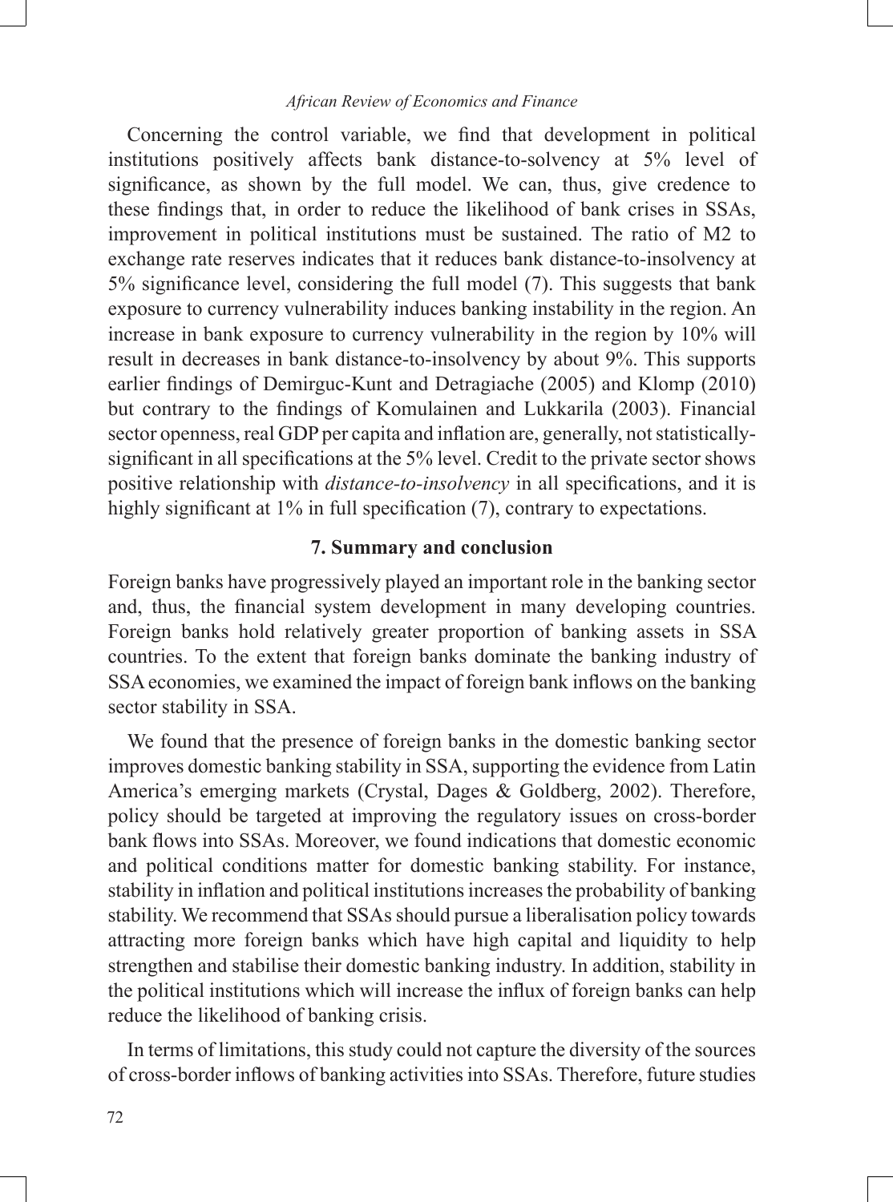Concerning the control variable, we find that development in political institutions positively affects bank distance-to-solvency at 5% level of significance, as shown by the full model. We can, thus, give credence to these findings that, in order to reduce the likelihood of bank crises in SSAs, improvement in political institutions must be sustained. The ratio of M2 to exchange rate reserves indicates that it reduces bank distance-to-insolvency at 5% significance level, considering the full model (7). This suggests that bank exposure to currency vulnerability induces banking instability in the region. An increase in bank exposure to currency vulnerability in the region by 10% will result in decreases in bank distance-to-insolvency by about 9%. This supports earlier findings of Demirguc-Kunt and Detragiache (2005) and Klomp (2010) but contrary to the findings of Komulainen and Lukkarila (2003). Financial sector openness, real GDP per capita and inflation are, generally, not statistically-significant in all specifications at the 5% level. Credit to the private sector shows positive relationship with *distance-to-insolvency* in all specifications, and it is highly significant at 1% in full specification (7), contrary to expectations.

## 7. Summary and conclusion

Foreign banks have progressively played an important role in the banking sector and, thus, the financial system development in many developing countries. Foreign banks hold relatively greater proportion of banking assets in SSA countries. To the extent that foreign banks dominate the banking industry of SSA economies, we examined the impact of foreign bank inflows on the banking sector stability in SSA.

We found that the presence of foreign banks in the domestic banking sector improves domestic banking stability in SSA, supporting the evidence from Latin America's emerging markets (Crystal, Dages & Goldberg, 2002). Therefore, policy should be targeted at improving the regulatory issues on cross-border bank flows into SSAs. Moreover, we found indications that domestic economic and political conditions matter for domestic banking stability. For instance, stability in inflation and political institutions increases the probability of banking stability. We recommend that SSAs should pursue a liberalisation policy towards attracting more foreign banks which have high capital and liquidity to help strengthen and stabilise their domestic banking industry. In addition, stability in the political institutions which will increase the influx of foreign banks can help reduce the likelihood of banking crisis.

In terms of limitations, this study could not capture the diversity of the sources of cross-border inflows of banking activities into SSAs. Therefore, future studies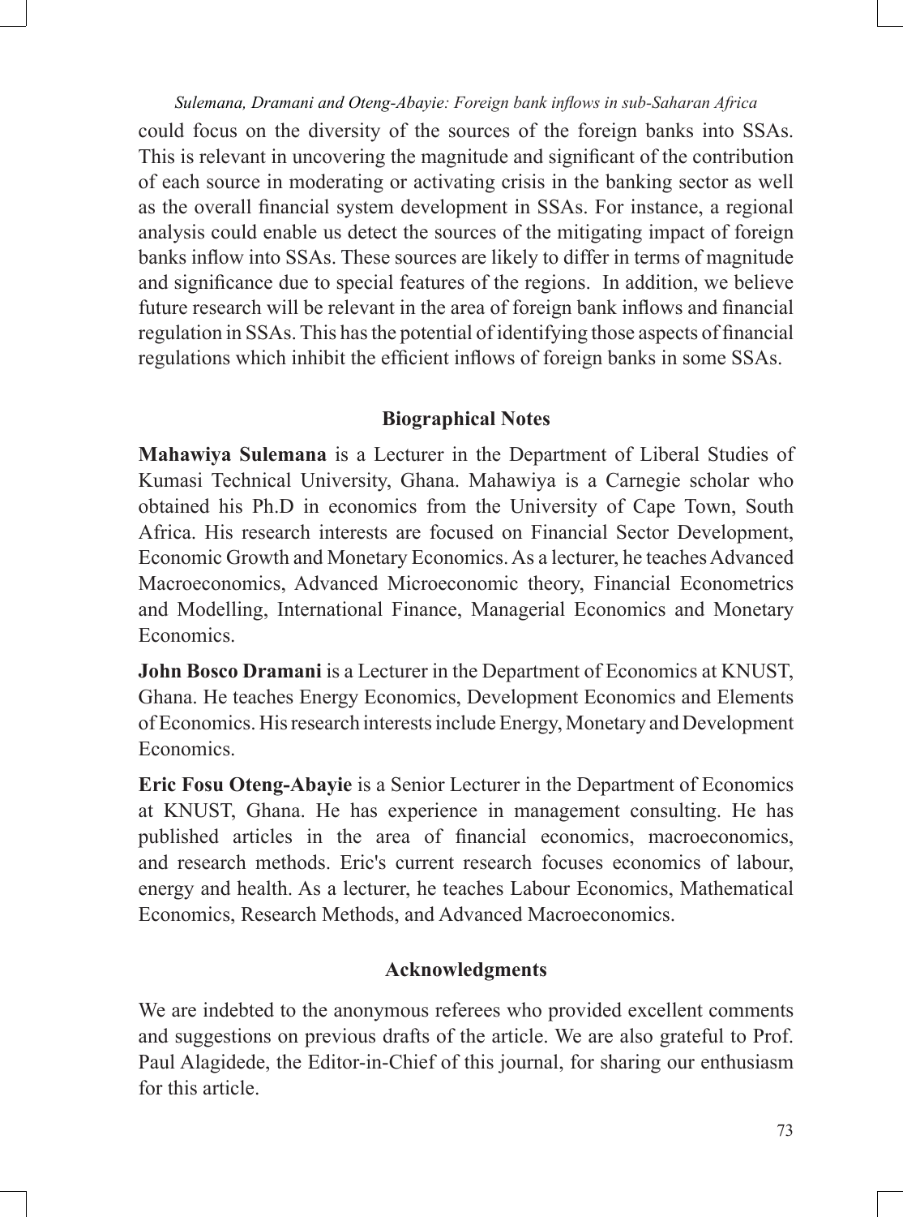could focus on the diversity of the sources of the foreign banks into SSAs. This is relevant in uncovering the magnitude and significant of the contribution of each source in moderating or activating crisis in the banking sector as well as the overall financial system development in SSAs. For instance, a regional analysis could enable us detect the sources of the mitigating impact of foreign banks inflow into SSAs. These sources are likely to differ in terms of magnitude and significance due to special features of the regions. In addition, we believe future research will be relevant in the area of foreign bank inflows and financial regulation in SSAs. This has the potential of identifying those aspects of financial regulations which inhibit the efficient inflows of foreign banks in some SSAs.

## Biographical Notes

**Mahawiya Sulemana** is a Lecturer in the Department of Liberal Studies of Kumasi Technical University, Ghana. Mahawiya is a Carnegie scholar who obtained his Ph.D in economics from the University of Cape Town, South Africa. His research interests are focused on Financial Sector Development, Economic Growth and Monetary Economics. As a lecturer, he teaches Advanced Macroeconomics, Advanced Microeconomic theory, Financial Econometrics and Modelling, International Finance, Managerial Economics and Monetary Economics.

**John Bosco Dramani** is a Lecturer in the Department of Economics at KNUST, Ghana. He teaches Energy Economics, Development Economics and Elements of Economics. His research interests include Energy, Monetary and Development Economics.

**Eric Fosu Oteng-Abayie** is a Senior Lecturer in the Department of Economics at KNUST, Ghana. He has experience in management consulting. He has published articles in the area of financial economics, macroeconomics, and research methods. Eric's current research focuses economics of labour, energy and health. As a lecturer, he teaches Labour Economics, Mathematical Economics, Research Methods, and Advanced Macroeconomics.

## Acknowledgments

We are indebted to the anonymous referees who provided excellent comments and suggestions on previous drafts of the article. We are also grateful to Prof. Paul Alagidede, the Editor-in-Chief of this journal, for sharing our enthusiasm for this article.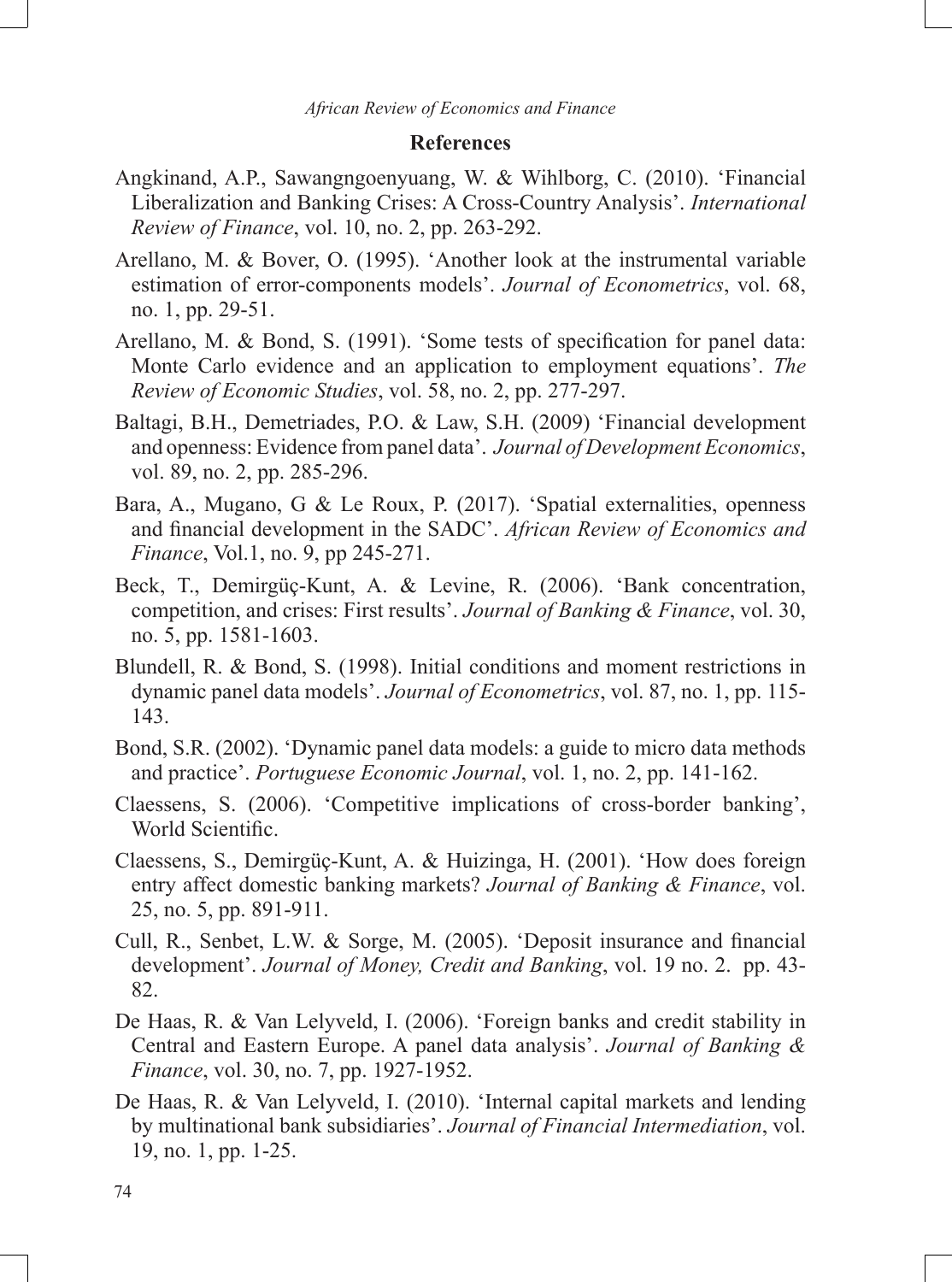## References

Angkinand, A.P., Sawangngoenyuang, W. & Wihlborg, C. (2010). 'Financial Liberalization and Banking Crises: A Cross-Country Analysis'. *International Review of Finance*, vol. 10, no. 2, pp. 263-292.

Arellano, M. & Bover, O. (1995). 'Another look at the instrumental variable estimation of error-components models'. *Journal of Econometrics*, vol. 68, no. 1, pp. 29-51.

Arellano, M. & Bond, S. (1991). 'Some tests of specification for panel data: Monte Carlo evidence and an application to employment equations'. *The Review of Economic Studies*, vol. 58, no. 2, pp. 277-297.

Baltagi, B.H., Demetriades, P.O. & Law, S.H. (2009) 'Financial development and openness: Evidence from panel data'. *Journal of Development Economics*, vol. 89, no. 2, pp. 285-296.

Bara, A., Mugano, G & Le Roux, P. (2017). 'Spatial externalities, openness and financial development in the SADC'. *African Review of Economics and Finance*, Vol.1, no. 9, pp 245-271.

Beck, T., Demirgüç-Kunt, A. & Levine, R. (2006). 'Bank concentration, competition, and crises: First results'. *Journal of Banking & Finance*, vol. 30, no. 5, pp. 1581-1603.

Blundell, R. & Bond, S. (1998). Initial conditions and moment restrictions in dynamic panel data models'. *Journal of Econometrics*, vol. 87, no. 1, pp. 115-143.

Bond, S.R. (2002). 'Dynamic panel data models: a guide to micro data methods and practice'. *Portuguese Economic Journal*, vol. 1, no. 2, pp. 141-162.

Claessens, S. (2006). 'Competitive implications of cross-border banking', World Scientific.

Claessens, S., Demirgüç-Kunt, A. & Huizinga, H. (2001). 'How does foreign entry affect domestic banking markets? *Journal of Banking & Finance*, vol. 25, no. 5, pp. 891-911.

Cull, R., Senbet, L.W. & Sorge, M. (2005). 'Deposit insurance and financial development'. *Journal of Money, Credit and Banking*, vol. 19 no. 2. pp. 43-82.

De Haas, R. & Van Lelyveld, I. (2006). 'Foreign banks and credit stability in Central and Eastern Europe. A panel data analysis'. *Journal of Banking & Finance*, vol. 30, no. 7, pp. 1927-1952.

De Haas, R. & Van Lelyveld, I. (2010). 'Internal capital markets and lending by multinational bank subsidiaries'. *Journal of Financial Intermediation*, vol. 19, no. 1, pp. 1-25.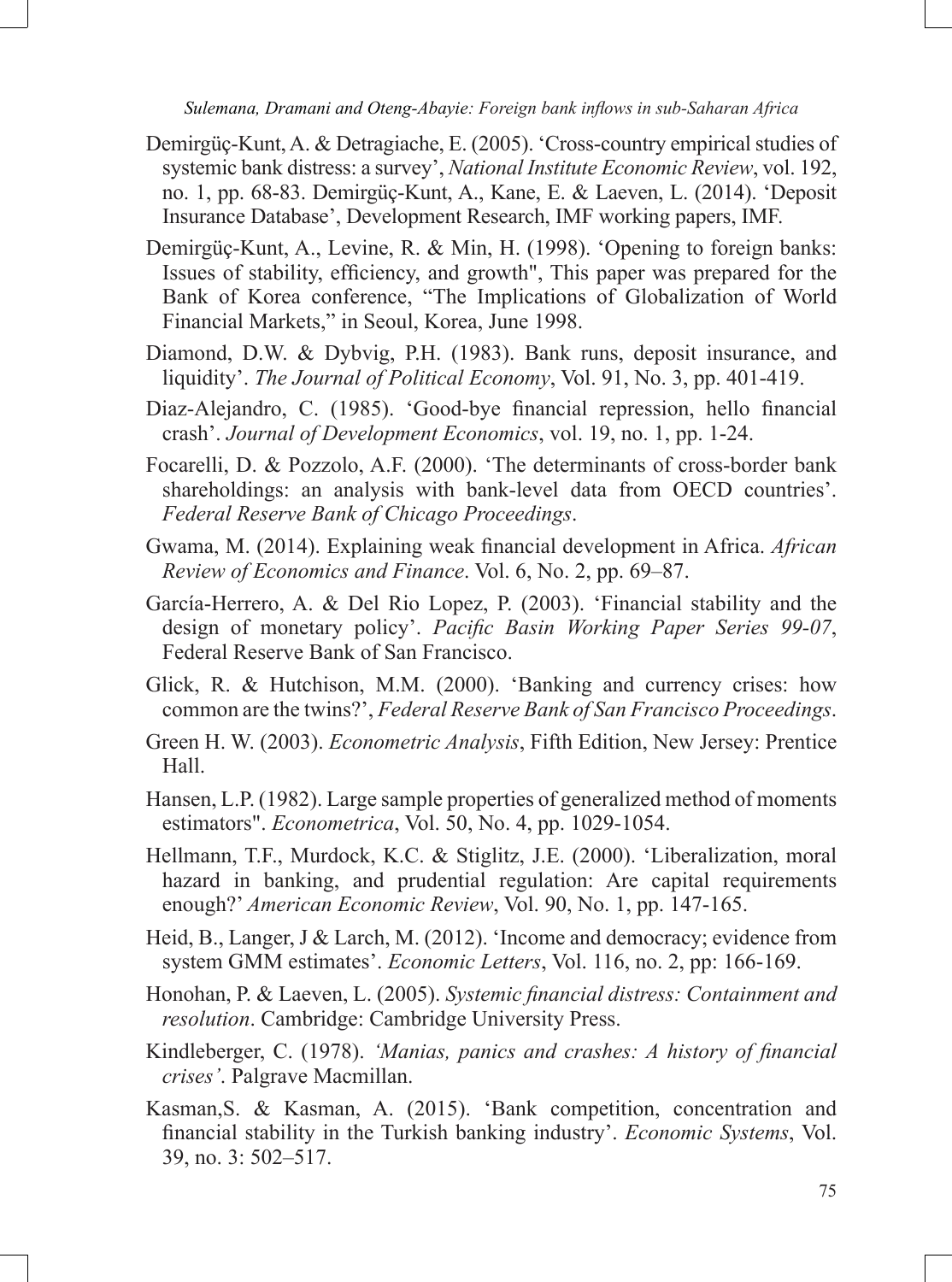Demirgüç-Kunt, A. & Detragiache, E. (2005). 'Cross-country empirical studies of systemic bank distress: a survey', *National Institute Economic Review*, vol. 192, no. 1, pp. 68-83. Demirgüç-Kunt, A., Kane, E. & Laeven, L. (2014). 'Deposit Insurance Database', Development Research, IMF working papers, IMF.

Demirgüç-Kunt, A., Levine, R. & Min, H. (1998). 'Opening to foreign banks: Issues of stability, efficiency, and growth", This paper was prepared for the Bank of Korea conference, "The Implications of Globalization of World Financial Markets," in Seoul, Korea, June 1998.

Diamond, D.W. & Dybvig, P.H. (1983). Bank runs, deposit insurance, and liquidity'. *The Journal of Political Economy*, Vol. 91, No. 3, pp. 401-419.

Diaz-Alejandro, C. (1985). 'Good-bye financial repression, hello financial crash'. *Journal of Development Economics*, vol. 19, no. 1, pp. 1-24.

Focarelli, D. & Pozzolo, A.F. (2000). 'The determinants of cross-border bank shareholdings: an analysis with bank-level data from OECD countries'. *Federal Reserve Bank of Chicago Proceedings*.

Gwama, M. (2014). Explaining weak financial development in Africa. *African Review of Economics and Finance*. Vol. 6, No. 2, pp. 69–87.

García-Herrero, A. & Del Rio Lopez, P. (2003). 'Financial stability and the design of monetary policy'. *Pacific Basin Working Paper Series 99-07*, Federal Reserve Bank of San Francisco.

Glick, R. & Hutchison, M.M. (2000). 'Banking and currency crises: how common are the twins?', *Federal Reserve Bank of San Francisco Proceedings*.

Green H. W. (2003). *Econometric Analysis*, Fifth Edition, New Jersey: Prentice Hall.

Hansen, L.P. (1982). Large sample properties of generalized method of moments estimators". *Econometrica*, Vol. 50, No. 4, pp. 1029-1054.

Hellmann, T.F., Murdock, K.C. & Stiglitz, J.E. (2000). 'Liberalization, moral hazard in banking, and prudential regulation: Are capital requirements enough?' *American Economic Review*, Vol. 90, No. 1, pp. 147-165.

Heid, B., Langer, J & Larch, M. (2012). 'Income and democracy; evidence from system GMM estimates'. *Economic Letters*, Vol. 116, no. 2, pp: 166-169.

Honohan, P. & Laeven, L. (2005). *Systemic financial distress: Containment and resolution*. Cambridge: Cambridge University Press.

Kindleberger, C. (1978). *'Manias, panics and crashes: A history of financial crises'*. Palgrave Macmillan.

Kasman,S. & Kasman, A. (2015). 'Bank competition, concentration and financial stability in the Turkish banking industry'. *Economic Systems*, Vol. 39, no. 3: 502–517.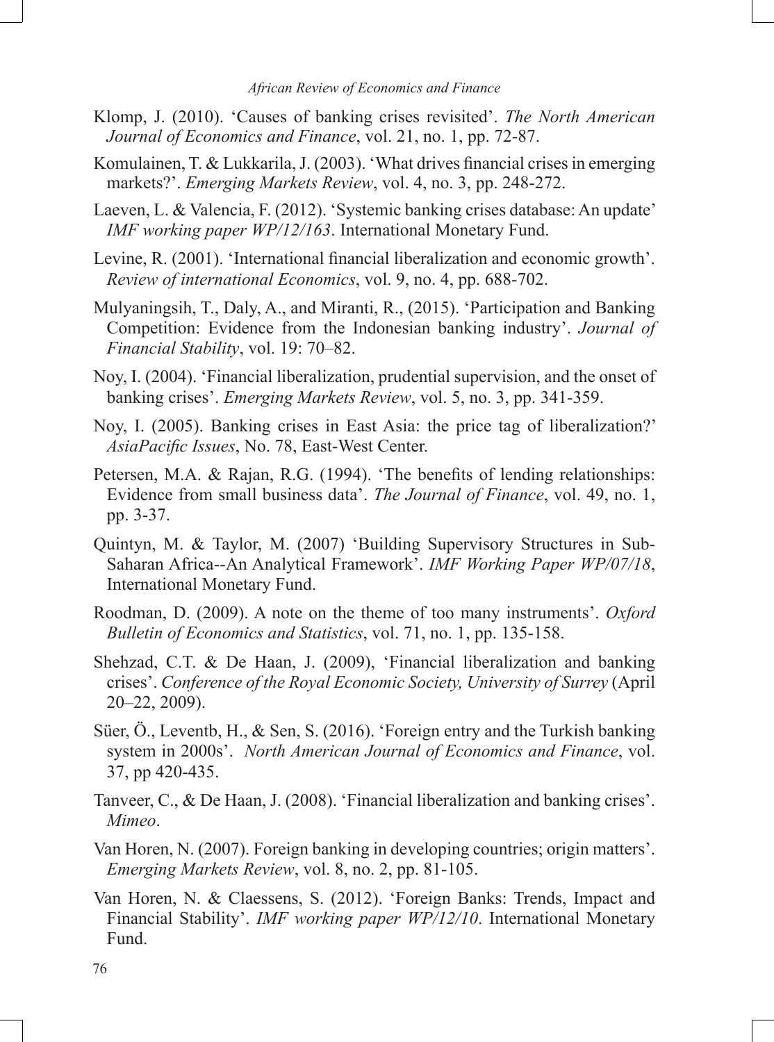Klomp, J. (2010). 'Causes of banking crises revisited'. *The North American Journal of Economics and Finance*, vol. 21, no. 1, pp. 72-87.

Komulainen, T. & Lukkarila, J. (2003). 'What drives financial crises in emerging markets?'. *Emerging Markets Review*, vol. 4, no. 3, pp. 248-272.

Laeven, L. & Valencia, F. (2012). 'Systemic banking crises database: An update' *IMF working paper WP/12/163*. International Monetary Fund.

Levine, R. (2001). 'International financial liberalization and economic growth'. *Review of international Economics*, vol. 9, no. 4, pp. 688-702.

Mulyaningsih, T., Daly, A., and Miranti, R., (2015). 'Participation and Banking Competition: Evidence from the Indonesian banking industry'. *Journal of Financial Stability*, vol. 19: 70–82.

Noy, I. (2004). 'Financial liberalization, prudential supervision, and the onset of banking crises'. *Emerging Markets Review*, vol. 5, no. 3, pp. 341-359.

Noy, I. (2005). Banking crises in East Asia: the price tag of liberalization?' *AsiaPacific Issues*, No. 78, East-West Center.

Petersen, M.A. & Rajan, R.G. (1994). 'The benefits of lending relationships: Evidence from small business data'. *The Journal of Finance*, vol. 49, no. 1, pp. 3-37.

Quintyn, M. & Taylor, M. (2007) 'Building Supervisory Structures in Sub-Saharan Africa--An Analytical Framework'. *IMF Working Paper WP/07/18*, International Monetary Fund.

Roodman, D. (2009). A note on the theme of too many instruments'. *Oxford Bulletin of Economics and Statistics*, vol. 71, no. 1, pp. 135-158.

Shehzad, C.T. & De Haan, J. (2009), 'Financial liberalization and banking crises'. *Conference of the Royal Economic Society, University of Surrey* (April 20–22, 2009).

Süer, Ö., Leventb, H., & Sen, S. (2016). 'Foreign entry and the Turkish banking system in 2000s'. *North American Journal of Economics and Finance*, vol. 37, pp 420-435.

Tanveer, C., & De Haan, J. (2008). 'Financial liberalization and banking crises'. *Mimeo*.

Van Horen, N. (2007). Foreign banking in developing countries; origin matters'. *Emerging Markets Review*, vol. 8, no. 2, pp. 81-105.

Van Horen, N. & Claessens, S. (2012). 'Foreign Banks: Trends, Impact and Financial Stability'. *IMF working paper WP/12/10*. International Monetary Fund.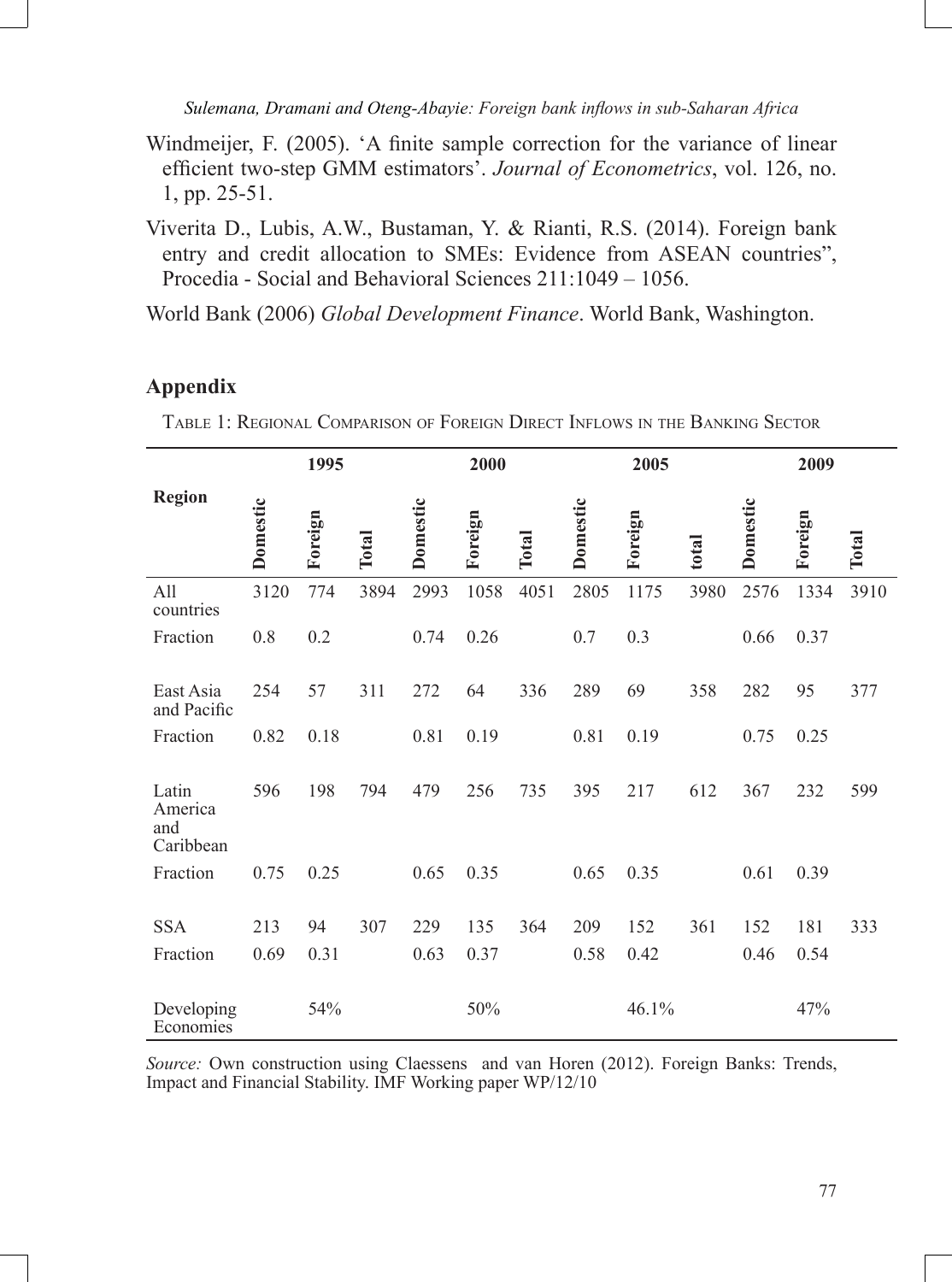Windmeijer, F. (2005). 'A finite sample correction for the variance of linear efficient two-step GMM estimators'. *Journal of Econometrics*, vol. 126, no. 1, pp. 25-51.

Viverita D., Lubis, A.W., Bustaman, Y. & Rianti, R.S. (2014). Foreign bank entry and credit allocation to SMEs: Evidence from ASEAN countries", Procedia - Social and Behavioral Sciences 211:1049 – 1056.

World Bank (2006) *Global Development Finance*. World Bank, Washington.

## Appendix

Table 1: Regional Comparison of Foreign Direct Inflows in the Banking Sector

| Region | 1995 | | | 2000 | | | 2005 | | | 2009 | | |
|---|---|---|---|---|---|---|---|---|---|---|---|---|
| | **Domestic** | **Foreign** | **Total** | **Domestic** | **Foreign** | **Total** | **Domestic** | **Foreign** | **total** | **Domestic** | **Foreign** | **Total** |
| All countries | 3120 | 774 | 3894 | 2993 | 1058 | 4051 | 2805 | 1175 | 3980 | 2576 | 1334 | 3910 |
| Fraction | 0.8 | 0.2 | | 0.74 | 0.26 | | 0.7 | 0.3 | | 0.66 | 0.37 | |
| East Asia and Pacific | 254 | 57 | 311 | 272 | 64 | 336 | 289 | 69 | 358 | 282 | 95 | 377 |
| Fraction | 0.82 | 0.18 | | 0.81 | 0.19 | | 0.81 | 0.19 | | 0.75 | 0.25 | |
| Latin America and Caribbean | 596 | 198 | 794 | 479 | 256 | 735 | 395 | 217 | 612 | 367 | 232 | 599 |
| Fraction | 0.75 | 0.25 | | 0.65 | 0.35 | | 0.65 | 0.35 | | 0.61 | 0.39 | |
| SSA | 213 | 94 | 307 | 229 | 135 | 364 | 209 | 152 | 361 | 152 | 181 | 333 |
| Fraction | 0.69 | 0.31 | | 0.63 | 0.37 | | 0.58 | 0.42 | | 0.46 | 0.54 | |
| Developing Economies | | 54% | | | 50% | | | 46.1% | | | 47% | |

*Source:* Own construction using Claessens and van Horen (2012). Foreign Banks: Trends, Impact and Financial Stability. IMF Working paper WP/12/10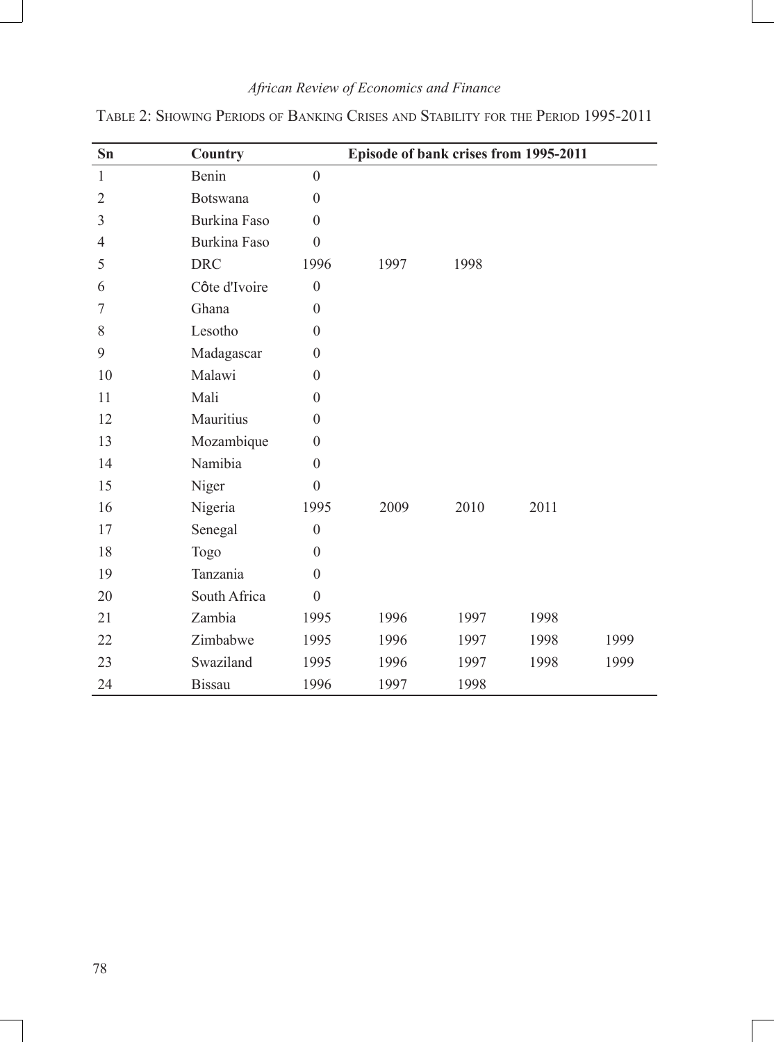Table 2: Showing Periods of Banking Crises and Stability for the Period 1995-2011

| Sn | Country | Episode of bank crises from 1995-2011 | | | | |
|---|---|---|---|---|---|---|
| 1 | Benin | 0 | | | | |
| 2 | Botswana | 0 | | | | |
| 3 | Burkina Faso | 0 | | | | |
| 4 | Burkina Faso | 0 | | | | |
| 5 | DRC | 1996 | 1997 | 1998 | | |
| 6 | Côte d'Ivoire | 0 | | | | |
| 7 | Ghana | 0 | | | | |
| 8 | Lesotho | 0 | | | | |
| 9 | Madagascar | 0 | | | | |
| 10 | Malawi | 0 | | | | |
| 11 | Mali | 0 | | | | |
| 12 | Mauritius | 0 | | | | |
| 13 | Mozambique | 0 | | | | |
| 14 | Namibia | 0 | | | | |
| 15 | Niger | 0 | | | | |
| 16 | Nigeria | 1995 | 2009 | 2010 | 2011 | |
| 17 | Senegal | 0 | | | | |
| 18 | Togo | 0 | | | | |
| 19 | Tanzania | 0 | | | | |
| 20 | South Africa | 0 | | | | |
| 21 | Zambia | 1995 | 1996 | 1997 | 1998 | |
| 22 | Zimbabwe | 1995 | 1996 | 1997 | 1998 | 1999 |
| 23 | Swaziland | 1995 | 1996 | 1997 | 1998 | 1999 |
| 24 | Bissau | 1996 | 1997 | 1998 | | |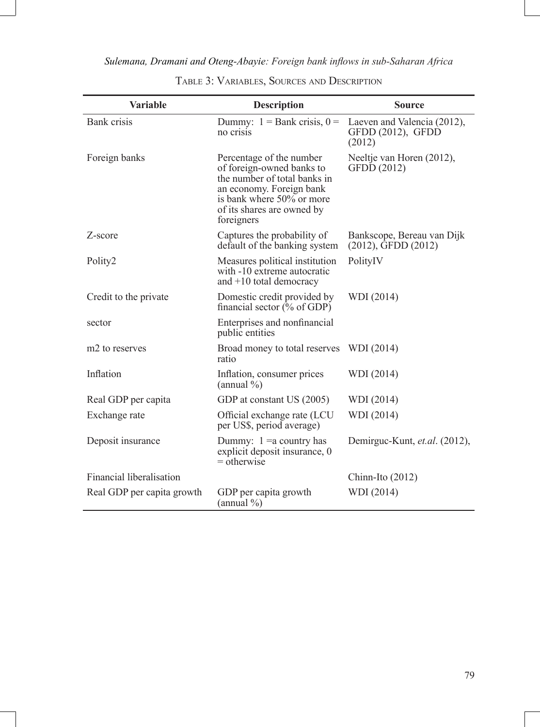Table 3: Variables, Sources and Description

| Variable | Description | Source |
|---|---|---|
| Bank crisis | Dummy: 1 = Bank crisis, 0 = no crisis | Laeven and Valencia (2012), GFDD (2012), GFDD (2012) |
| Foreign banks | Percentage of the number of foreign-owned banks to the number of total banks in an economy. Foreign bank is bank where 50% or more of its shares are owned by foreigners | Neeltje van Horen (2012), GFDD (2012) |
| Z-score | Captures the probability of default of the banking system | Bankscope, Bereau van Dijk (2012), GFDD (2012) |
| Polity2 | Measures political institution with -10 extreme autocratic and +10 total democracy | PolityIV |
| Credit to the private | Domestic credit provided by financial sector (% of GDP) | WDI (2014) |
| sector | Enterprises and nonfinancial public entities | |
| m2 to reserves | Broad money to total reserves ratio | WDI (2014) |
| Inflation | Inflation, consumer prices (annual %) | WDI (2014) |
| Real GDP per capita | GDP at constant US (2005) | WDI (2014) |
| Exchange rate | Official exchange rate (LCU per US$, period average) | WDI (2014) |
| Deposit insurance | Dummy: 1 =a country has explicit deposit insurance, 0 = otherwise | Demirguc-Kunt, *et.al*. (2012), |
| Financial liberalisation | | Chinn-Ito (2012) |
| Real GDP per capita growth | GDP per capita growth (annual %) | WDI (2014) |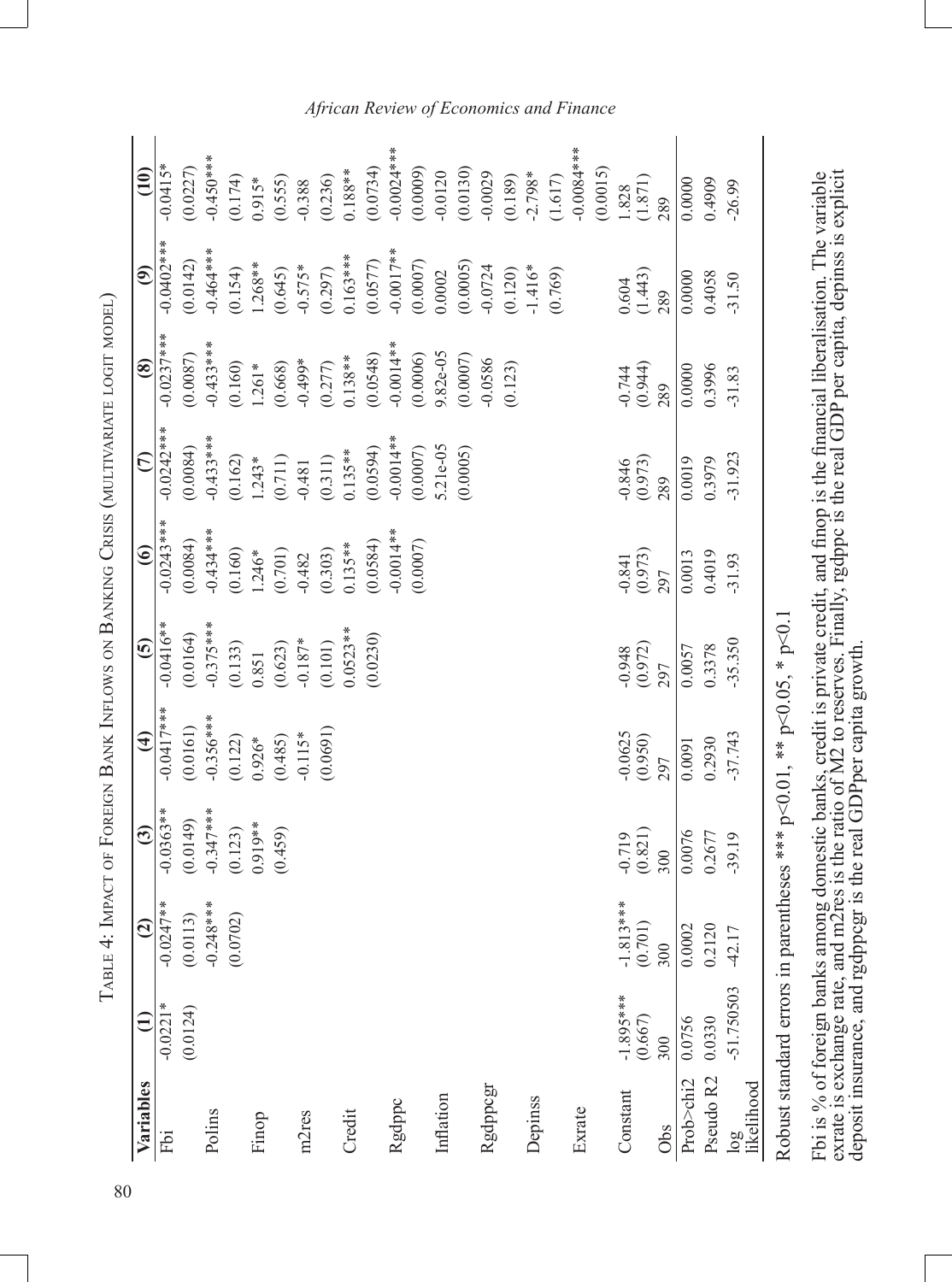Table 4: Impact of Foreign Bank Inflows on Banking Crisis (multivariate logit model)

| Variables | (1) | (2) | (3) | (4) | (5) | (6) | (7) | (8) | (9) | (10) |
|---|---|---|---|---|---|---|---|---|---|---|
| Fbi | -0.0221* | -0.0247** | -0.0363** | -0.0417*** | -0.0416** | -0.0243*** | -0.0242*** | -0.0237*** | -0.0402*** | -0.0415* |
| | (0.0124) | (0.0113) | (0.0149) | (0.0161) | (0.0164) | (0.0084) | (0.0084) | (0.0087) | (0.0142) | (0.0227) |
| Polins | | -0.248*** | -0.347*** | -0.356*** | -0.375*** | -0.434*** | -0.433*** | -0.433*** | -0.464*** | -0.450*** |
| | | (0.0702) | (0.123) | (0.122) | (0.133) | (0.160) | (0.162) | (0.160) | (0.154) | (0.174) |
| Finop | | | 0.919** | 0.926* | 0.851 | 1.246* | 1.243* | 1.261* | 1.268** | 0.915* |
| | | | (0.459) | (0.485) | (0.623) | (0.701) | (0.711) | (0.668) | (0.645) | (0.555) |
| m2res | | | | -0.115* | -0.187* | -0.482 | -0.481 | -0.499* | -0.575* | -0.388 |
| | | | | (0.0691) | (0.101) | (0.303) | (0.311) | (0.277) | (0.297) | (0.236) |
| Credit | | | | | 0.0523** | 0.135** | 0.135** | 0.138** | 0.163*** | 0.188** |
| | | | | | (0.0230) | (0.0584) | (0.0594) | (0.0548) | (0.0577) | (0.0734) |
| Rgdppc | | | | | | -0.0014** | -0.0014** | -0.0014** | -0.0017** | -0.0024*** |
| | | | | | | (0.0007) | (0.0007) | (0.0006) | (0.0007) | (0.0009) |
| Inflation | | | | | | | 5.21e-05 | 9.82e-05 | 0.0002 | -0.0120 |
| | | | | | | | (0.0005) | (0.0007) | (0.0005) | (0.0130) |
| Rgdppcgr | | | | | | | | -0.0586 | -0.0724 | -0.0029 |
| | | | | | | | | (0.123) | (0.120) | (0.189) |
| Depinss | | | | | | | | | -1.416* | -2.798* |
| | | | | | | | | | (0.769) | (1.617) |
| Exrate | | | | | | | | | | -0.0084*** |
| | | | | | | | | | | (0.0015) |
| Constant | -1.895*** | -1.813*** | -0.719 | -0.0625 | -0.948 | -0.841 | -0.846 | -0.744 | 0.604 | 1.828 |
| | (0.667) | (0.701) | (0.821) | (0.950) | (0.972) | (0.973) | (0.973) | (0.944) | (1.443) | (1.871) |
| Obs | 300 | 300 | 300 | 297 | 297 | 297 | 289 | 289 | 289 | 289 |
| Prob>chi2 | 0.0756 | 0.0002 | 0.0076 | 0.0091 | 0.0057 | 0.0013 | 0.0019 | 0.0000 | 0.0000 | 0.0000 |
| Pseudo R2 | 0.0330 | 0.2120 | 0.2677 | 0.2930 | 0.3378 | 0.4019 | 0.3979 | 0.3996 | 0.4058 | 0.4909 |
| log likelihood | -51.750503 | -42.17 | -39.19 | -37.743 | -35.350 | -31.93 | -31.923 | -31.83 | -31.50 | -26.99 |

Robust standard errors in parentheses *** p<0.01, ** p<0.05, * p<0.1

Fbi is % of foreign banks among domestic banks, credit is private credit, and finop is the financial liberalisation. The variable exrate is exchange rate, and m2res is the ratio of M2 to reserves. Finally, rgdppc is the real GDP per capita, depinss is explicit deposit insurance, and rgdppcgr is the real GDPper capita growth.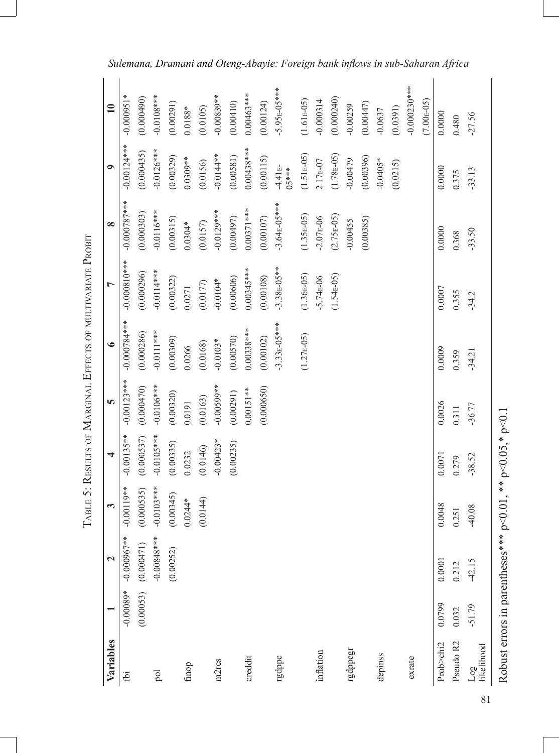Table 5: Results of Marginal Effects of multivariate Probit

| Variables | 1 | 2 | 3 | 4 | 5 | 6 | 7 | 8 | 9 | 10 |
|---|---|---|---|---|---|---|---|---|---|---|
| fbi | -0.00089* | -0.000967** | -0.00119** | -0.00135** | -0.00123*** | -0.000784*** | -0.000810*** | -0.000787*** | -0.00124*** | -0.000951* |
| | (0.00053) | (0.000471) | (0.000535) | (0.000537) | (0.000470) | (0.000286) | (0.000296) | (0.000303) | (0.000435) | (0.000490) |
| pol | | -0.00848*** | -0.0103*** | -0.0105*** | -0.0106*** | -0.0111*** | -0.0114*** | -0.0116*** | -0.0126*** | -0.0108*** |
| | | (0.00252) | (0.00345) | (0.00335) | (0.00320) | (0.00309) | (0.00322) | (0.00315) | (0.00329) | (0.00291) |
| finop | | | 0.0244* | 0.0232 | 0.0191 | 0.0266 | 0.0271 | 0.0304* | 0.0309** | 0.0188* |
| | | | (0.0144) | (0.0146) | (0.0163) | (0.0168) | (0.0177) | (0.0157) | (0.0156) | (0.0105) |
| m2res | | | | -0.00423* | -0.00599** | -0.0103* | -0.0104* | -0.0129*** | -0.0144** | -0.00839** |
| | | | | (0.00235) | (0.00291) | (0.00570) | (0.00606) | (0.00497) | (0.00581) | (0.00410) |
| creddit | | | | | 0.00151** | 0.00338*** | 0.00345*** | 0.00371*** | 0.00438*** | 0.00463*** |
| | | | | | (0.000650) | (0.00102) | (0.00108) | (0.00107) | (0.00115) | (0.00124) |
| rgdppc | | | | | | -3.33E-05*** | -3.38E-05** | -3.64E-05*** | -4.41E-05*** | -5.95E-05*** |
| | | | | | | (1.27E-05) | (1.36E-05) | (1.35E-05) | (1.51E-05) | (1.61E-05) |
| inflation | | | | | | | -5.74E-06 | -2.07E-06 | 2.17E-07 | -0.000314 |
| | | | | | | | (1.54E-05) | (2.75E-05) | (1.78E-05) | (0.000240) |
| rgdppcgr | | | | | | | | -0.00455 | -0.00479 | -0.00259 |
| | | | | | | | | (0.00385) | (0.00396) | (0.00447) |
| depinss | | | | | | | | | -0.0405* | -0.0637 |
| | | | | | | | | | (0.0215) | (0.0391) |
| exrate | | | | | | | | | | -0.000230*** |
| | | | | | | | | | | (7.00E-05) |
| Prob>chi2 | 0.0799 | 0.0001 | 0.0048 | 0.0071 | 0.0026 | 0.0009 | 0.0007 | 0.0000 | 0.0000 | 0.0000 |
| Pseudo R2 | 0.032 | 0.212 | 0.251 | 0.279 | 0.311 | 0.359 | 0.355 | 0.368 | 0.375 | 0.480 |
| Log likelihood | -51.79 | -42.15 | -40.08 | -38.52 | -36.77 | -34.21 | -34.2 | -33.50 | -33.13 | -27.56 |

Robust errors in parentheses*** $p<0.01$, ** $p<0.05$, * $p<0.1$